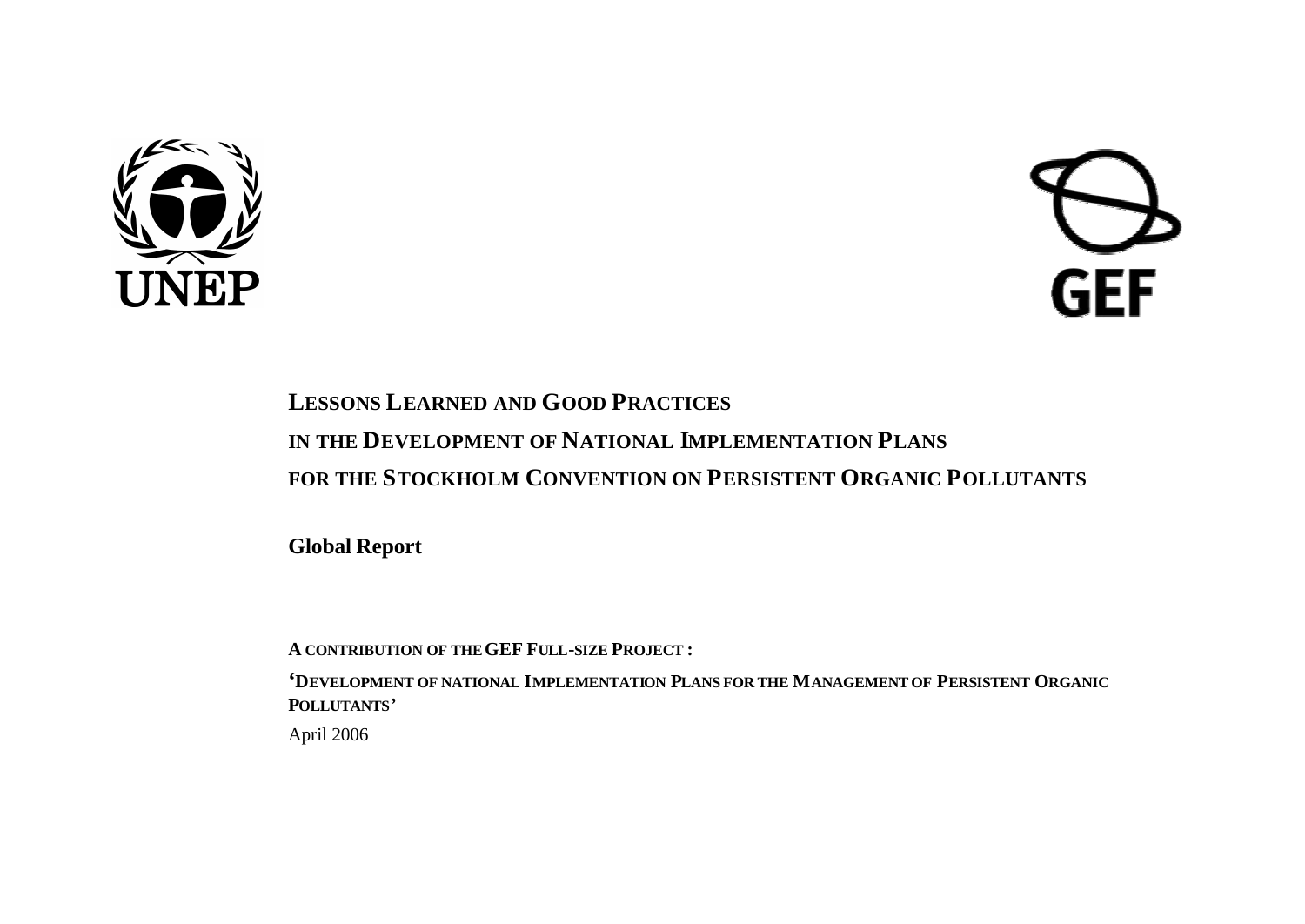UNEP

GEF

# LESSONS LEARNED AND GOOD PRACTICES IN THE DEVELOPMENT OF NATIONAL IMPLEMENTATION PLANS FOR THE STOCKHOLM CONVENTION ON PERSISTENT ORGANIC POLLUTANTS

## Global Report

**A CONTRIBUTION OF THE GEF FULL-SIZE PROJECT :**

**'DEVELOPMENT OF NATIONAL IMPLEMENTATION PLANS FOR THE MANAGEMENT OF PERSISTENT ORGANIC POLLUTANTS'**

April 2006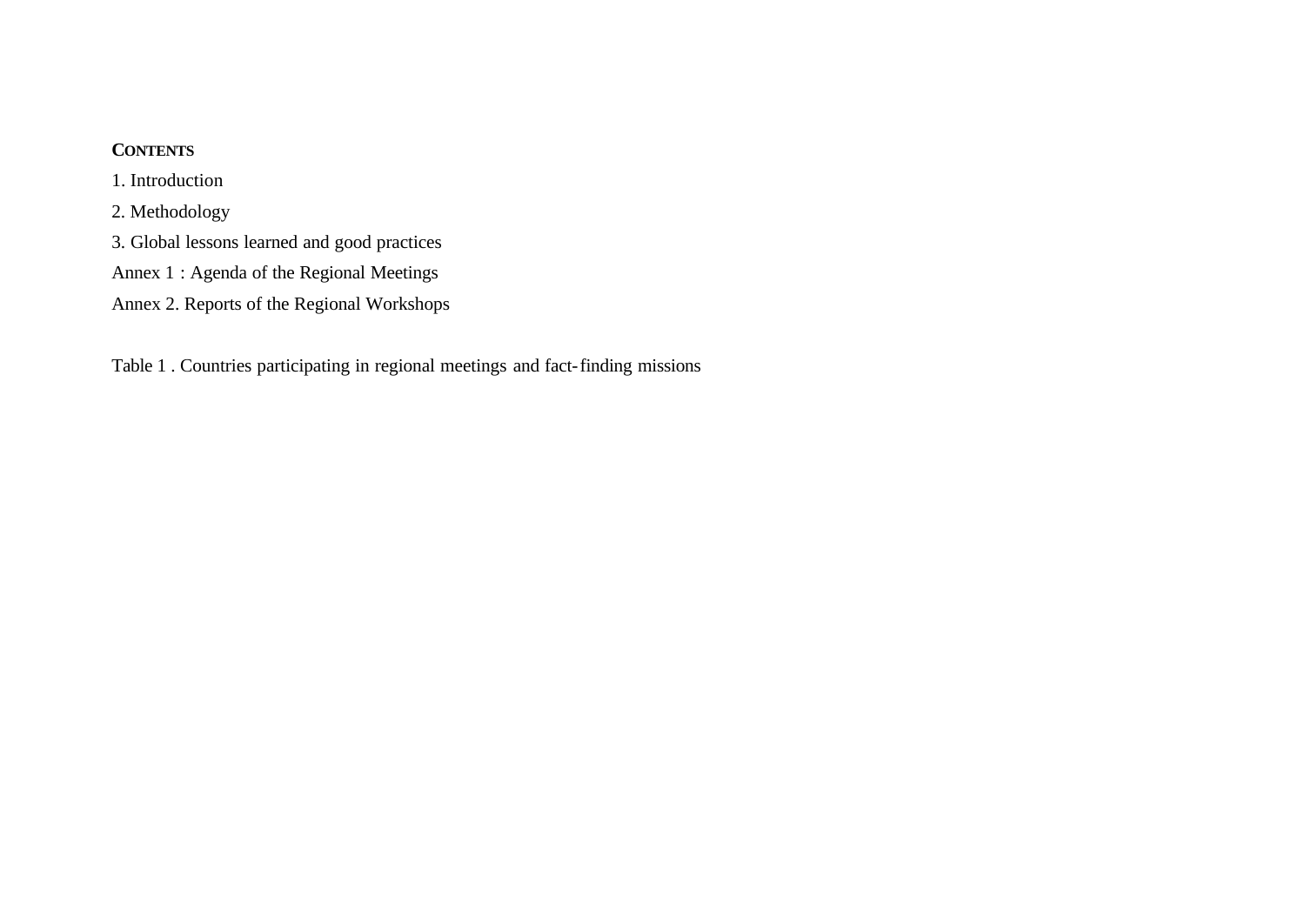**CONTENTS**

1. Introduction

2. Methodology

3. Global lessons learned and good practices

Annex 1 : Agenda of the Regional Meetings

Annex 2. Reports of the Regional Workshops

Table 1 . Countries participating in regional meetings and fact-finding missions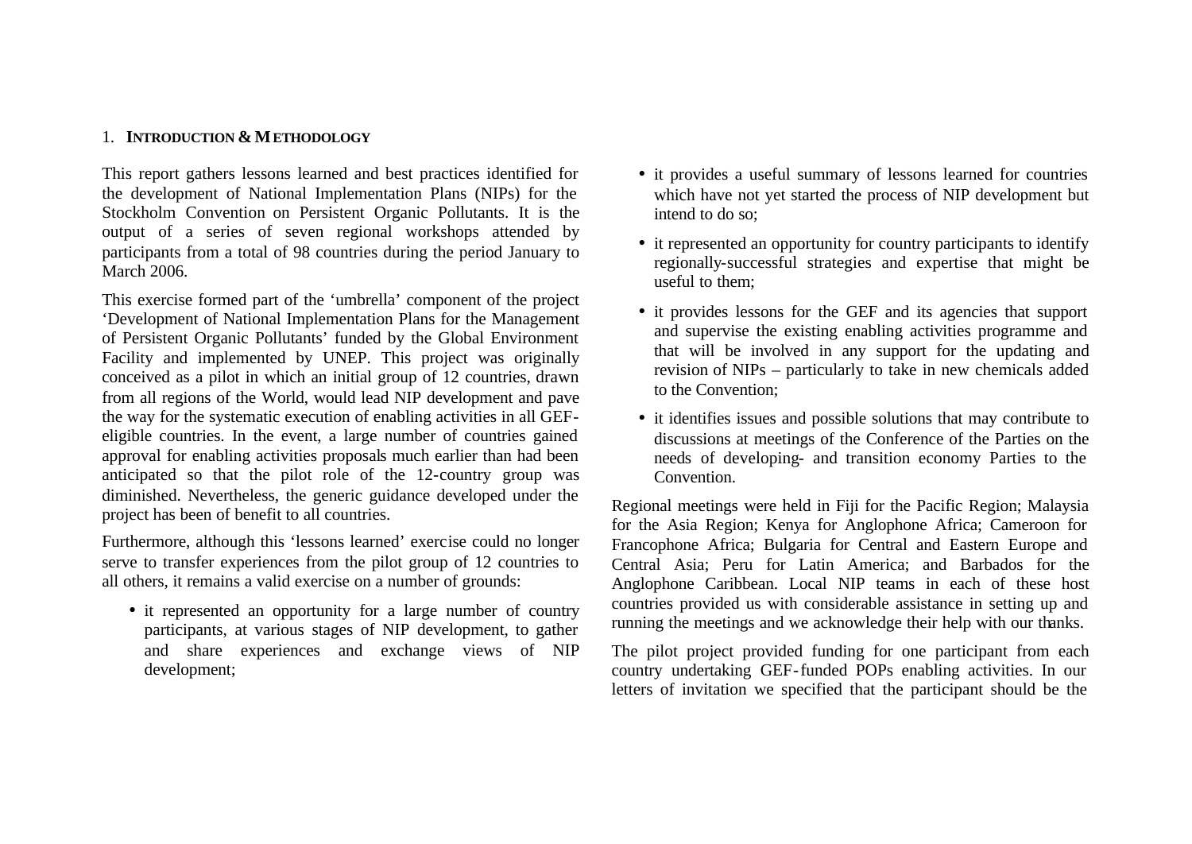## 1. INTRODUCTION & METHODOLOGY

This report gathers lessons learned and best practices identified for the development of National Implementation Plans (NIPs) for the Stockholm Convention on Persistent Organic Pollutants. It is the output of a series of seven regional workshops attended by participants from a total of 98 countries during the period January to March 2006.

This exercise formed part of the 'umbrella' component of the project 'Development of National Implementation Plans for the Management of Persistent Organic Pollutants' funded by the Global Environment Facility and implemented by UNEP. This project was originally conceived as a pilot in which an initial group of 12 countries, drawn from all regions of the World, would lead NIP development and pave the way for the systematic execution of enabling activities in all GEF-eligible countries. In the event, a large number of countries gained approval for enabling activities proposals much earlier than had been anticipated so that the pilot role of the 12-country group was diminished. Nevertheless, the generic guidance developed under the project has been of benefit to all countries.

Furthermore, although this 'lessons learned' exercise could no longer serve to transfer experiences from the pilot group of 12 countries to all others, it remains a valid exercise on a number of grounds:

- it represented an opportunity for a large number of country participants, at various stages of NIP development, to gather and share experiences and exchange views of NIP development;
- it provides a useful summary of lessons learned for countries which have not yet started the process of NIP development but intend to do so;
- it represented an opportunity for country participants to identify regionally-successful strategies and expertise that might be useful to them;
- it provides lessons for the GEF and its agencies that support and supervise the existing enabling activities programme and that will be involved in any support for the updating and revision of NIPs – particularly to take in new chemicals added to the Convention;
- it identifies issues and possible solutions that may contribute to discussions at meetings of the Conference of the Parties on the needs of developing- and transition economy Parties to the Convention.

Regional meetings were held in Fiji for the Pacific Region; Malaysia for the Asia Region; Kenya for Anglophone Africa; Cameroon for Francophone Africa; Bulgaria for Central and Eastern Europe and Central Asia; Peru for Latin America; and Barbados for the Anglophone Caribbean. Local NIP teams in each of these host countries provided us with considerable assistance in setting up and running the meetings and we acknowledge their help with our thanks.

The pilot project provided funding for one participant from each country undertaking GEF-funded POPs enabling activities. In our letters of invitation we specified that the participant should be the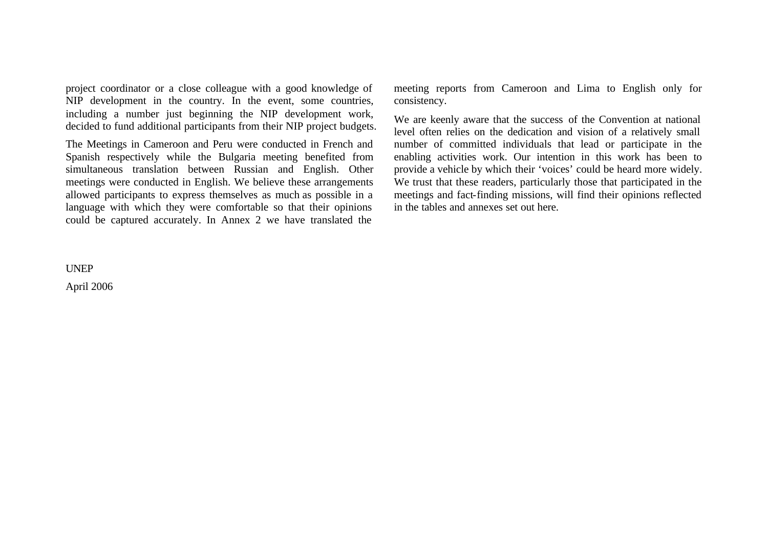project coordinator or a close colleague with a good knowledge of NIP development in the country. In the event, some countries, including a number just beginning the NIP development work, decided to fund additional participants from their NIP project budgets.

The Meetings in Cameroon and Peru were conducted in French and Spanish respectively while the Bulgaria meeting benefited from simultaneous translation between Russian and English. Other meetings were conducted in English. We believe these arrangements allowed participants to express themselves as much as possible in a language with which they were comfortable so that their opinions could be captured accurately. In Annex 2 we have translated the meeting reports from Cameroon and Lima to English only for consistency.

We are keenly aware that the success of the Convention at national level often relies on the dedication and vision of a relatively small number of committed individuals that lead or participate in the enabling activities work. Our intention in this work has been to provide a vehicle by which their 'voices' could be heard more widely. We trust that these readers, particularly those that participated in the meetings and fact-finding missions, will find their opinions reflected in the tables and annexes set out here.

UNEP

April 2006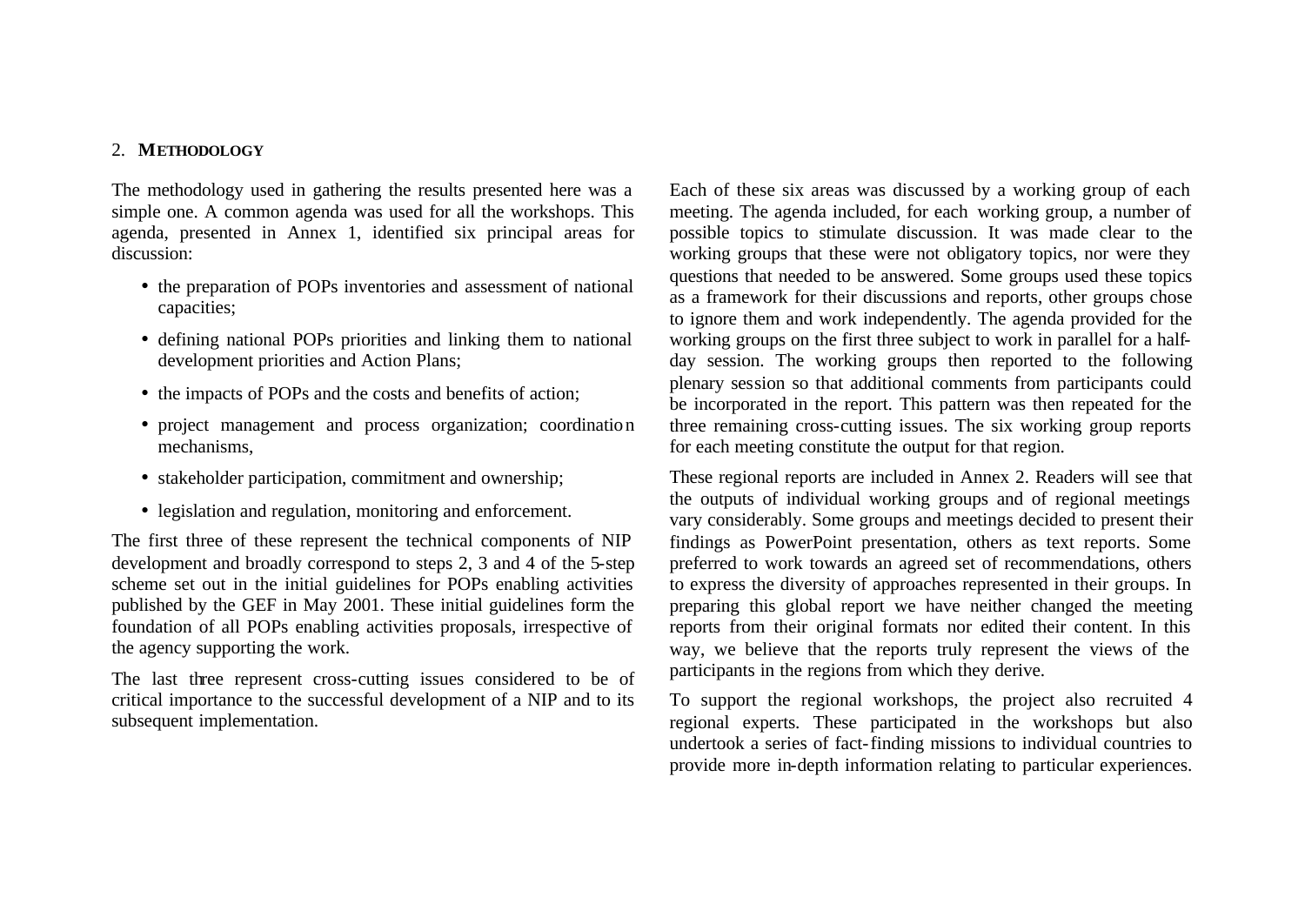## 2. METHODOLOGY

The methodology used in gathering the results presented here was a simple one. A common agenda was used for all the workshops. This agenda, presented in Annex 1, identified six principal areas for discussion:

- the preparation of POPs inventories and assessment of national capacities;
- defining national POPs priorities and linking them to national development priorities and Action Plans;
- the impacts of POPs and the costs and benefits of action;
- project management and process organization; coordination mechanisms,
- stakeholder participation, commitment and ownership;
- legislation and regulation, monitoring and enforcement.

The first three of these represent the technical components of NIP development and broadly correspond to steps 2, 3 and 4 of the 5-step scheme set out in the initial guidelines for POPs enabling activities published by the GEF in May 2001. These initial guidelines form the foundation of all POPs enabling activities proposals, irrespective of the agency supporting the work.

The last three represent cross-cutting issues considered to be of critical importance to the successful development of a NIP and to its subsequent implementation.

Each of these six areas was discussed by a working group of each meeting. The agenda included, for each working group, a number of possible topics to stimulate discussion. It was made clear to the working groups that these were not obligatory topics, nor were they questions that needed to be answered. Some groups used these topics as a framework for their discussions and reports, other groups chose to ignore them and work independently. The agenda provided for the working groups on the first three subject to work in parallel for a half-day session. The working groups then reported to the following plenary session so that additional comments from participants could be incorporated in the report. This pattern was then repeated for the three remaining cross-cutting issues. The six working group reports for each meeting constitute the output for that region.

These regional reports are included in Annex 2. Readers will see that the outputs of individual working groups and of regional meetings vary considerably. Some groups and meetings decided to present their findings as PowerPoint presentation, others as text reports. Some preferred to work towards an agreed set of recommendations, others to express the diversity of approaches represented in their groups. In preparing this global report we have neither changed the meeting reports from their original formats nor edited their content. In this way, we believe that the reports truly represent the views of the participants in the regions from which they derive.

To support the regional workshops, the project also recruited 4 regional experts. These participated in the workshops but also undertook a series of fact-finding missions to individual countries to provide more in-depth information relating to particular experiences.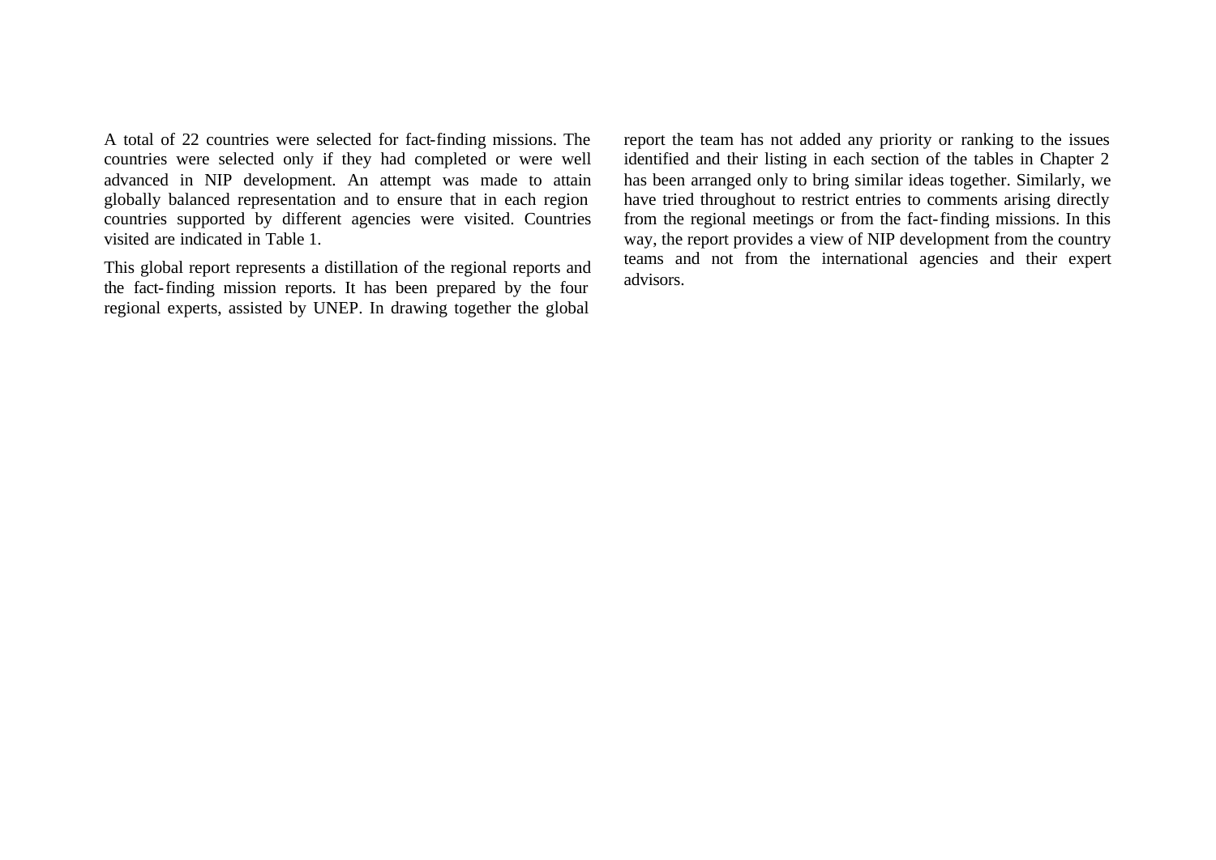A total of 22 countries were selected for fact-finding missions. The countries were selected only if they had completed or were well advanced in NIP development. An attempt was made to attain globally balanced representation and to ensure that in each region countries supported by different agencies were visited. Countries visited are indicated in Table 1.

This global report represents a distillation of the regional reports and the fact-finding mission reports. It has been prepared by the four regional experts, assisted by UNEP. In drawing together the global report the team has not added any priority or ranking to the issues identified and their listing in each section of the tables in Chapter 2 has been arranged only to bring similar ideas together. Similarly, we have tried throughout to restrict entries to comments arising directly from the regional meetings or from the fact-finding missions. In this way, the report provides a view of NIP development from the country teams and not from the international agencies and their expert advisors.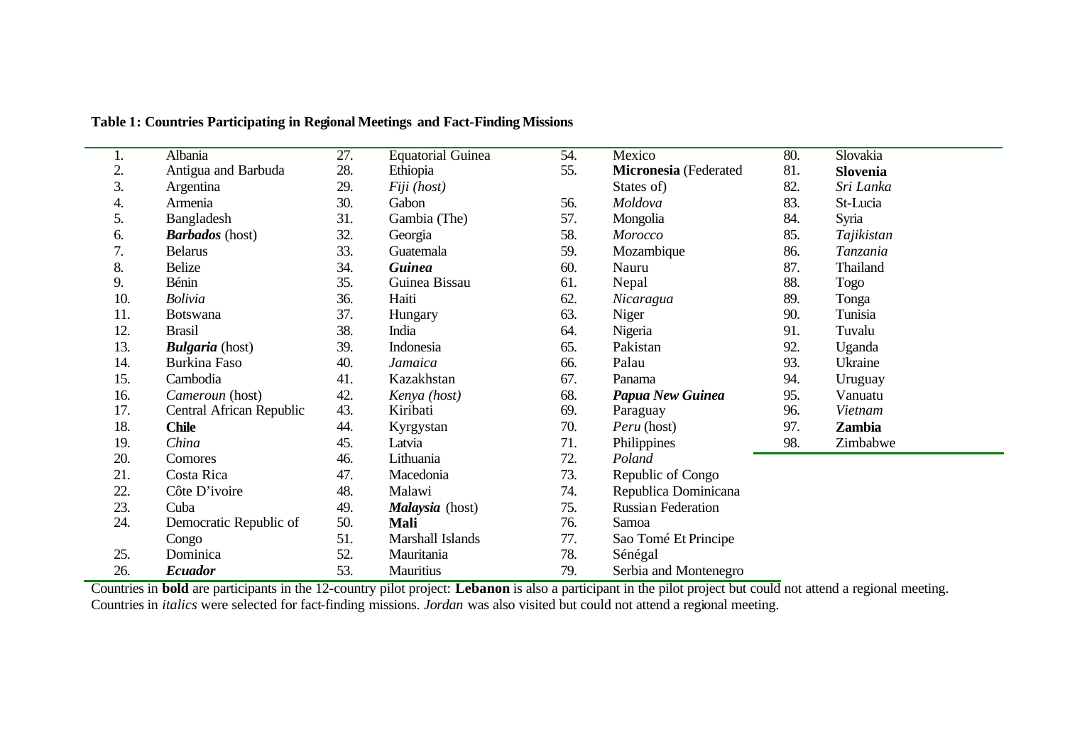**Table 1: Countries Participating in Regional Meetings and Fact-Finding Missions**

| | | | | | | | |
|---|---|---|---|---|---|---|---|
| 1. | Albania | 27. | Equatorial Guinea | 54. | Mexico | 80. | Slovakia |
| 2. | Antigua and Barbuda | 28. | Ethiopia | 55. | **Micronesia** (Federated States of) | 81. | **Slovenia** |
| 3. | Argentina | 29. | *Fiji (host)* | 56. | *Moldova* | 82. | *Sri Lanka* |
| 4. | Armenia | 30. | Gabon | 57. | Mongolia | 83. | St-Lucia |
| 5. | Bangladesh | 31. | Gambia (The) | 58. | *Morocco* | 84. | Syria |
| 6. | ***Barbados*** (host) | 32. | Georgia | 59. | Mozambique | 85. | *Tajikistan* |
| 7. | Belarus | 33. | Guatemala | 60. | Nauru | 86. | *Tanzania* |
| 8. | Belize | 34. | ***Guinea*** | 61. | Nepal | 87. | Thailand |
| 9. | Bénin | 35. | Guinea Bissau | 62. | *Nicaragua* | 88. | Togo |
| 10. | *Bolivia* | 36. | Haiti | 63. | Niger | 89. | Tonga |
| 11. | Botswana | 37. | Hungary | 64. | Nigeria | 90. | Tunisia |
| 12. | Brasil | 38. | India | 65. | Pakistan | 91. | Tuvalu |
| 13. | ***Bulgaria*** (host) | 39. | Indonesia | 66. | Palau | 92. | Uganda |
| 14. | Burkina Faso | 40. | *Jamaica* | 67. | Panama | 93. | Ukraine |
| 15. | Cambodia | 41. | Kazakhstan | 68. | ***Papua New Guinea*** | 94. | Uruguay |
| 16. | *Cameroun* (host) | 42. | *Kenya (host)* | 69. | Paraguay | 95. | Vanuatu |
| 17. | Central African Republic | 43. | Kiribati | 70. | *Peru* (host) | 96. | *Vietnam* |
| 18. | **Chile** | 44. | Kyrgystan | 71. | Philippines | 97. | **Zambia** |
| 19. | *China* | 45. | Latvia | 72. | *Poland* | 98. | Zimbabwe |
| 20. | Comores | 46. | Lithuania | 73. | Republic of Congo | | |
| 21. | Costa Rica | 47. | Macedonia | 74. | Republica Dominicana | | |
| 22. | Côte D'ivoire | 48. | Malawi | 75. | Russian Federation | | |
| 23. | Cuba | 49. | ***Malaysia*** (host) | 76. | Samoa | | |
| 24. | Democratic Republic of Congo | 50. | **Mali** | 77. | Sao Tomé Et Principe | | |
| 25. | Dominica | 51. | Marshall Islands | 78. | Sénégal | | |
| 26. | ***Ecuador*** | 52. | Mauritania | 79. | Serbia and Montenegro | | |
| | | 53. | Mauritius | | | | |

Countries in **bold** are participants in the 12-country pilot project: **Lebanon** is also a participant in the pilot project but could not attend a regional meeting. Countries in *italics* were selected for fact-finding missions. *Jordan* was also visited but could not attend a regional meeting.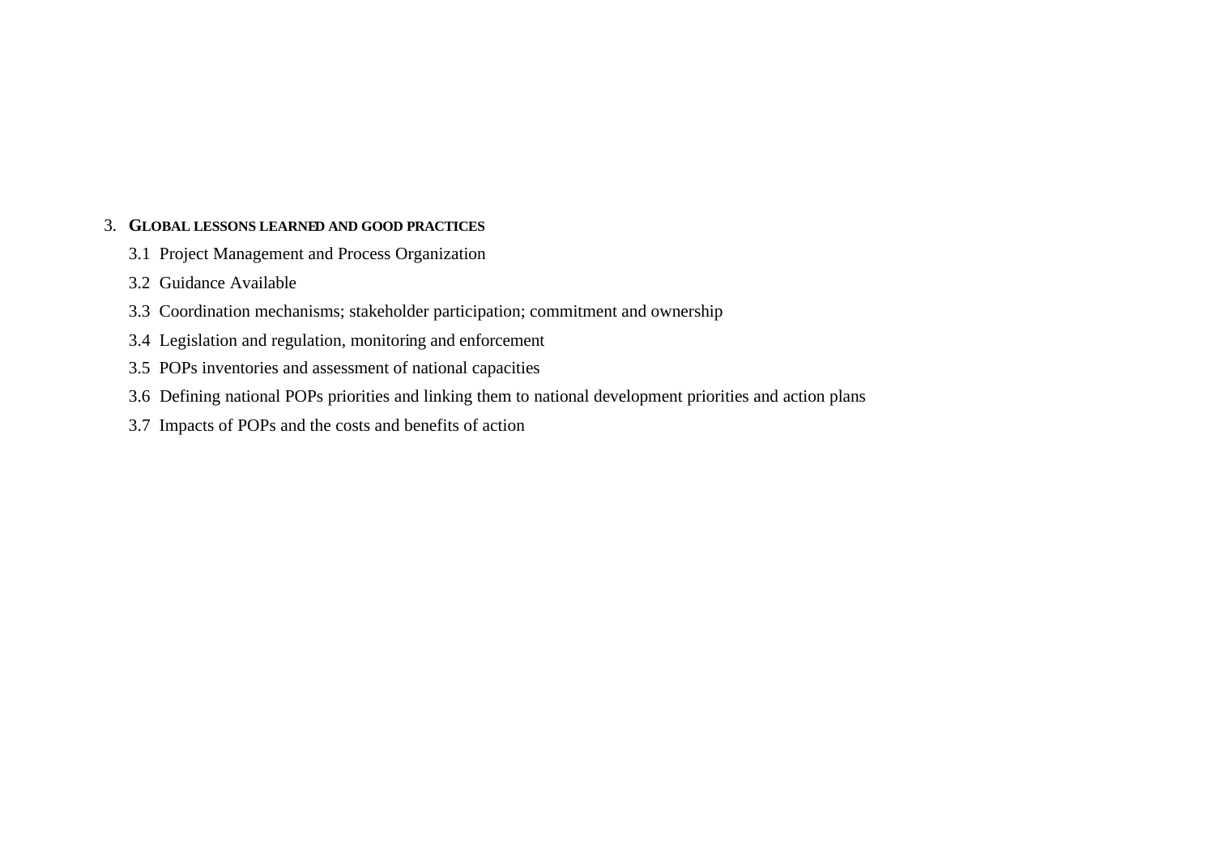3. **GLOBAL LESSONS LEARNED AND GOOD PRACTICES**

3.1 Project Management and Process Organization

3.2 Guidance Available

3.3 Coordination mechanisms; stakeholder participation; commitment and ownership

3.4 Legislation and regulation, monitoring and enforcement

3.5 POPs inventories and assessment of national capacities

3.6 Defining national POPs priorities and linking them to national development priorities and action plans

3.7 Impacts of POPs and the costs and benefits of action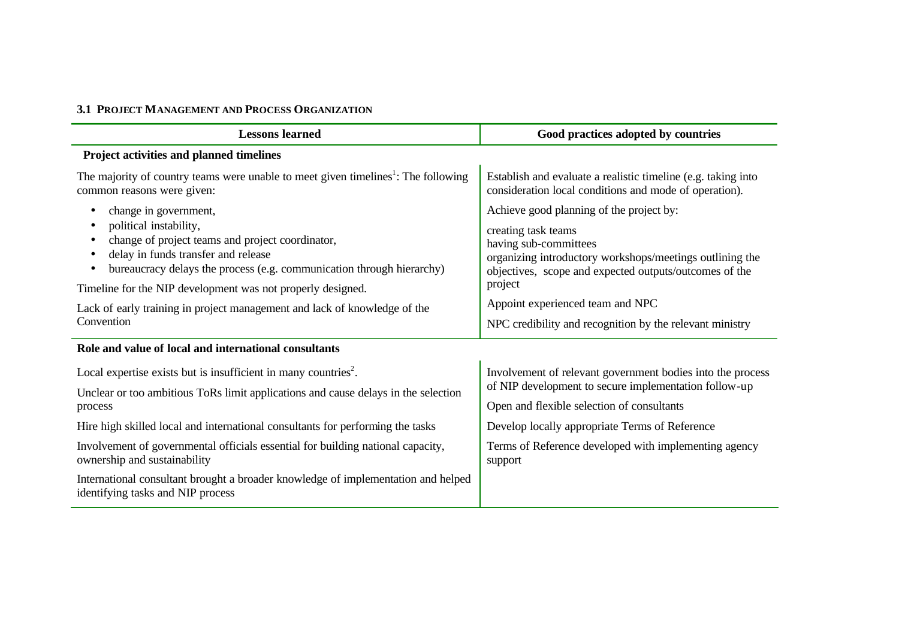### 3.1 Project Management and Process Organization

| Lessons learned | Good practices adopted by countries |
|---|---|
| **Project activities and planned timelines** | |
| The majority of country teams were unable to meet given timelines[1]: The following common reasons were given:<br>• change in government,<br>• political instability,<br>• change of project teams and project coordinator,<br>• delay in funds transfer and release<br>• bureaucracy delays the process (e.g. communication through hierarchy)<br><br>Timeline for the NIP development was not properly designed.<br><br>Lack of early training in project management and lack of knowledge of the Convention | Establish and evaluate a realistic timeline (e.g. taking into consideration local conditions and mode of operation).<br><br>Achieve good planning of the project by:<br>creating task teams<br>having sub-committees<br>organizing introductory workshops/meetings outlining the objectives, scope and expected outputs/outcomes of the project<br><br>Appoint experienced team and NPC<br><br>NPC credibility and recognition by the relevant ministry |
| **Role and value of local and international consultants** | |
| Local expertise exists but is insufficient in many countries[2].<br><br>Unclear or too ambitious ToRs limit applications and cause delays in the selection process<br><br>Hire high skilled local and international consultants for performing the tasks<br><br>Involvement of governmental officials essential for building national capacity, ownership and sustainability<br><br>International consultant brought a broader knowledge of implementation and helped identifying tasks and NIP process | Involvement of relevant government bodies into the process of NIP development to secure implementation follow-up<br><br>Open and flexible selection of consultants<br><br>Develop locally appropriate Terms of Reference<br><br>Terms of Reference developed with implementing agency support |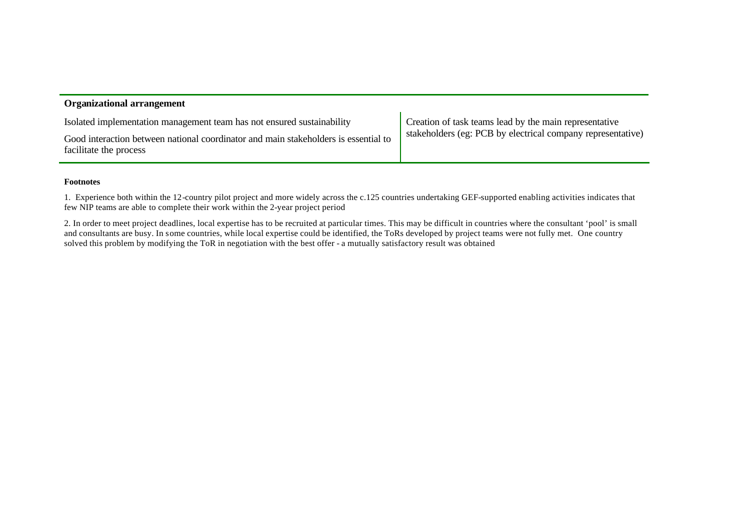| Organizational arrangement | |
|---|---|
| Isolated implementation management team has not ensured sustainability<br><br>Good interaction between national coordinator and main stakeholders is essential to facilitate the process | Creation of task teams lead by the main representative stakeholders (eg: PCB by electrical company representative) |

**Footnotes**

1. Experience both within the 12-country pilot project and more widely across the c.125 countries undertaking GEF-supported enabling activities indicates that few NIP teams are able to complete their work within the 2-year project period

2. In order to meet project deadlines, local expertise has to be recruited at particular times. This may be difficult in countries where the consultant 'pool' is small and consultants are busy. In some countries, while local expertise could be identified, the ToRs developed by project teams were not fully met. One country solved this problem by modifying the ToR in negotiation with the best offer - a mutually satisfactory result was obtained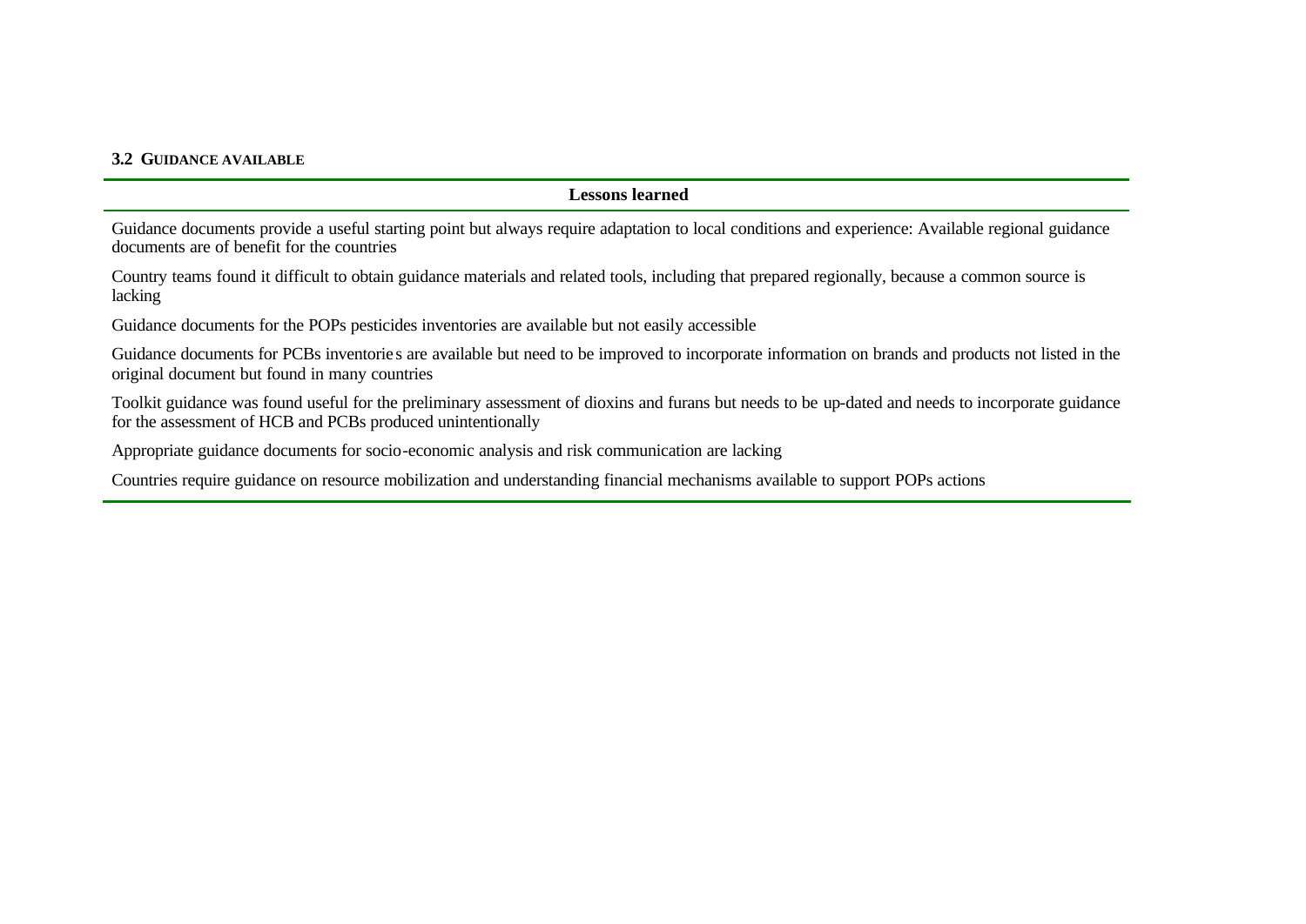### 3.2 GUIDANCE AVAILABLE

| Lessons learned |
|---|
| Guidance documents provide a useful starting point but always require adaptation to local conditions and experience: Available regional guidance documents are of benefit for the countries |
| Country teams found it difficult to obtain guidance materials and related tools, including that prepared regionally, because a common source is lacking |
| Guidance documents for the POPs pesticides inventories are available but not easily accessible |
| Guidance documents for PCBs inventories are available but need to be improved to incorporate information on brands and products not listed in the original document but found in many countries |
| Toolkit guidance was found useful for the preliminary assessment of dioxins and furans but needs to be up-dated and needs to incorporate guidance for the assessment of HCB and PCBs produced unintentionally |
| Appropriate guidance documents for socio-economic analysis and risk communication are lacking |
| Countries require guidance on resource mobilization and understanding financial mechanisms available to support POPs actions |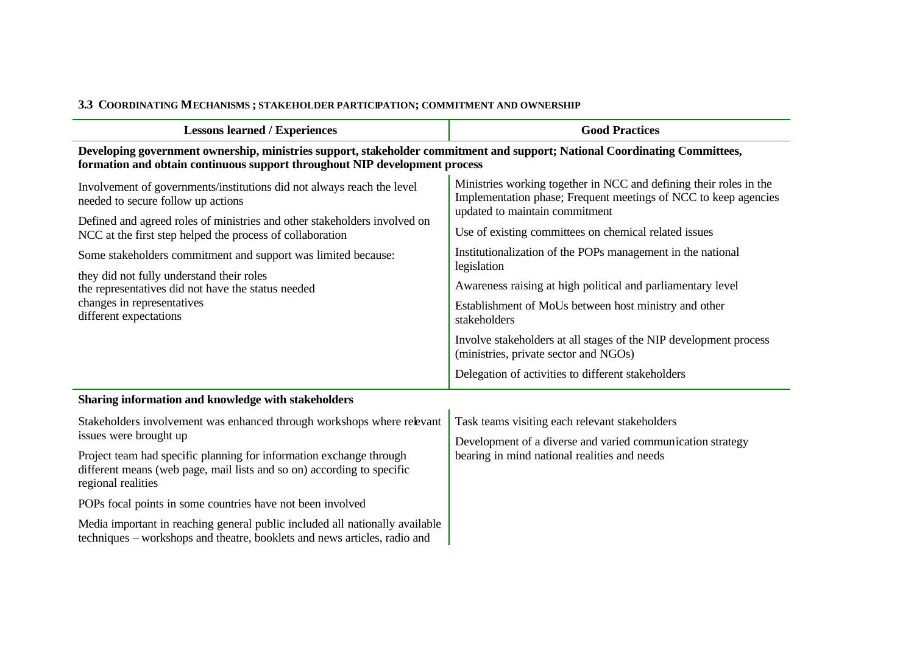### 3.3 COORDINATING MECHANISMS ; STAKEHOLDER PARTICIPATION; COMMITMENT AND OWNERSHIP

| Lessons learned / Experiences | Good Practices |
|---|---|
| **Developing government ownership, ministries support, stakeholder commitment and support; National Coordinating Committees, formation and obtain continuous support throughout NIP development process** | |
| Involvement of governments/institutions did not always reach the level needed to secure follow up actions<br><br>Defined and agreed roles of ministries and other stakeholders involved on NCC at the first step helped the process of collaboration<br><br>Some stakeholders commitment and support was limited because:<br><br>they did not fully understand their roles<br>the representatives did not have the status needed<br>changes in representatives<br>different expectations | Ministries working together in NCC and defining their roles in the Implementation phase; Frequent meetings of NCC to keep agencies updated to maintain commitment<br><br>Use of existing committees on chemical related issues<br><br>Institutionalization of the POPs management in the national legislation<br><br>Awareness raising at high political and parliamentary level<br><br>Establishment of MoUs between host ministry and other stakeholders<br><br>Involve stakeholders at all stages of the NIP development process (ministries, private sector and NGOs)<br><br>Delegation of activities to different stakeholders |
| **Sharing information and knowledge with stakeholders** | |
| Stakeholders involvement was enhanced through workshops where relevant issues were brought up<br><br>Project team had specific planning for information exchange through different means (web page, mail lists and so on) according to specific regional realities<br><br>POPs focal points in some countries have not been involved<br><br>Media important in reaching general public included all nationally available techniques – workshops and theatre, booklets and news articles, radio and | Task teams visiting each relevant stakeholders<br><br>Development of a diverse and varied communication strategy bearing in mind national realities and needs |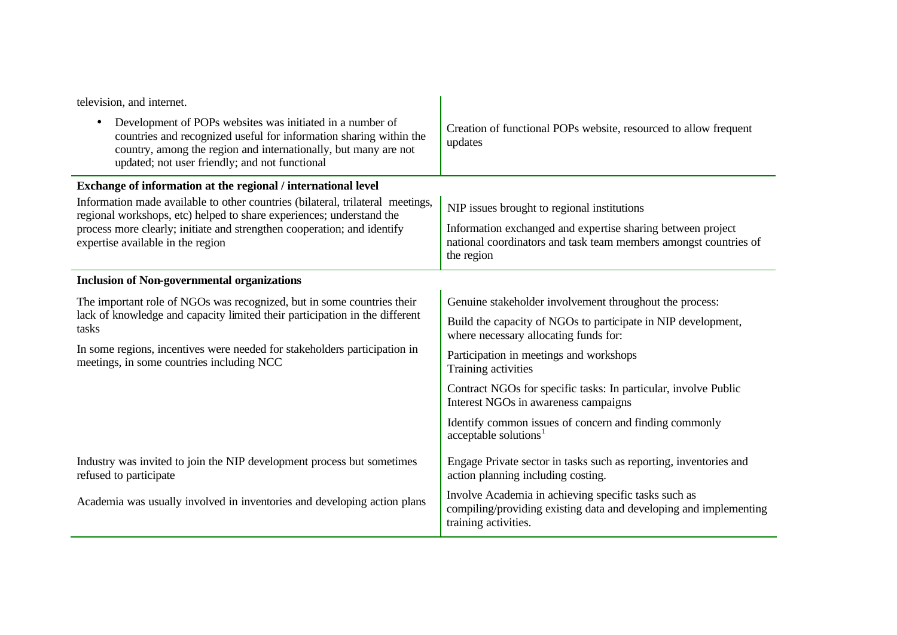| | |
|---|---|
| television, and internet. | |
| • Development of POPs websites was initiated in a number of countries and recognized useful for information sharing within the country, among the region and internationally, but many are not updated; not user friendly; and not functional | Creation of functional POPs website, resourced to allow frequent updates |
| **Exchange of information at the regional / international level** | |
| Information made available to other countries (bilateral, trilateral meetings, regional workshops, etc) helped to share experiences; understand the process more clearly; initiate and strengthen cooperation; and identify expertise available in the region | NIP issues brought to regional institutions<br><br>Information exchanged and expertise sharing between project national coordinators and task team members amongst countries of the region |
| **Inclusion of Non-governmental organizations** | |
| The important role of NGOs was recognized, but in some countries their lack of knowledge and capacity limited their participation in the different tasks<br><br>In some regions, incentives were needed for stakeholders participation in meetings, in some countries including NCC | Genuine stakeholder involvement throughout the process:<br><br>Build the capacity of NGOs to participate in NIP development, where necessary allocating funds for:<br><br>Participation in meetings and workshops<br>Training activities<br><br>Contract NGOs for specific tasks: In particular, involve Public Interest NGOs in awareness campaigns<br><br>Identify common issues of concern and finding commonly acceptable solutions[1] |
| Industry was invited to join the NIP development process but sometimes refused to participate | Engage Private sector in tasks such as reporting, inventories and action planning including costing. |
| Academia was usually involved in inventories and developing action plans | Involve Academia in achieving specific tasks such as compiling/providing existing data and developing and implementing training activities. |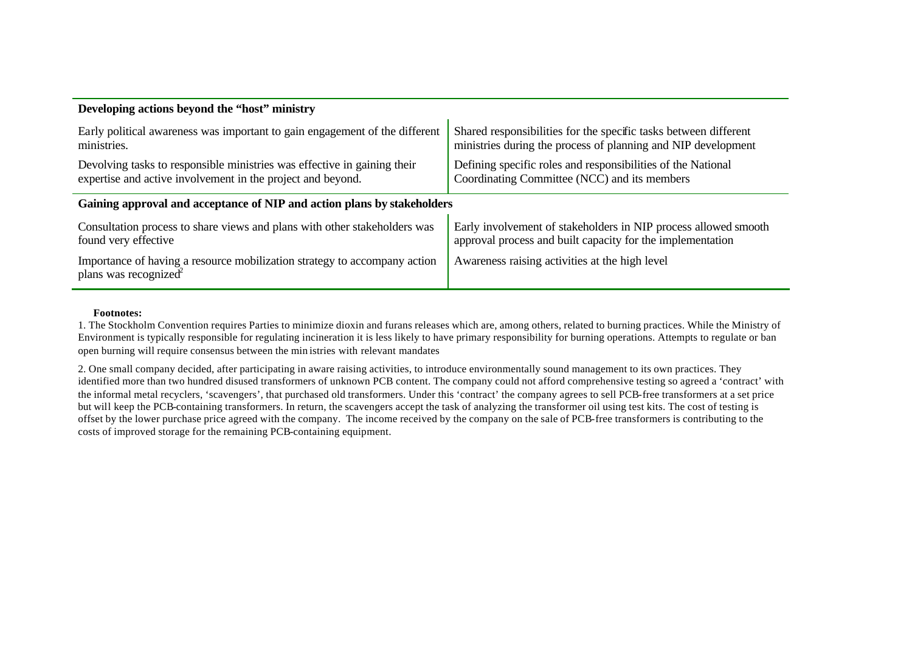| Developing actions beyond the "host" ministry | |
|---|---|
| Early political awareness was important to gain engagement of the different ministries. | Shared responsibilities for the specific tasks between different ministries during the process of planning and NIP development |
| Devolving tasks to responsible ministries was effective in gaining their expertise and active involvement in the project and beyond. | Defining specific roles and responsibilities of the National Coordinating Committee (NCC) and its members |
| **Gaining approval and acceptance of NIP and action plans by stakeholders** | |
| Consultation process to share views and plans with other stakeholders was found very effective | Early involvement of stakeholders in NIP process allowed smooth approval process and built capacity for the implementation |
| Importance of having a resource mobilization strategy to accompany action plans was recognized[2] | Awareness raising activities at the high level |

**Footnotes:**

1. The Stockholm Convention requires Parties to minimize dioxin and furans releases which are, among others, related to burning practices. While the Ministry of Environment is typically responsible for regulating incineration it is less likely to have primary responsibility for burning operations. Attempts to regulate or ban open burning will require consensus between the ministries with relevant mandates

2. One small company decided, after participating in aware raising activities, to introduce environmentally sound management to its own practices. They identified more than two hundred disused transformers of unknown PCB content. The company could not afford comprehensive testing so agreed a 'contract' with the informal metal recyclers, 'scavengers', that purchased old transformers. Under this 'contract' the company agrees to sell PCB-free transformers at a set price but will keep the PCB-containing transformers. In return, the scavengers accept the task of analyzing the transformer oil using test kits. The cost of testing is offset by the lower purchase price agreed with the company. The income received by the company on the sale of PCB-free transformers is contributing to the costs of improved storage for the remaining PCB-containing equipment.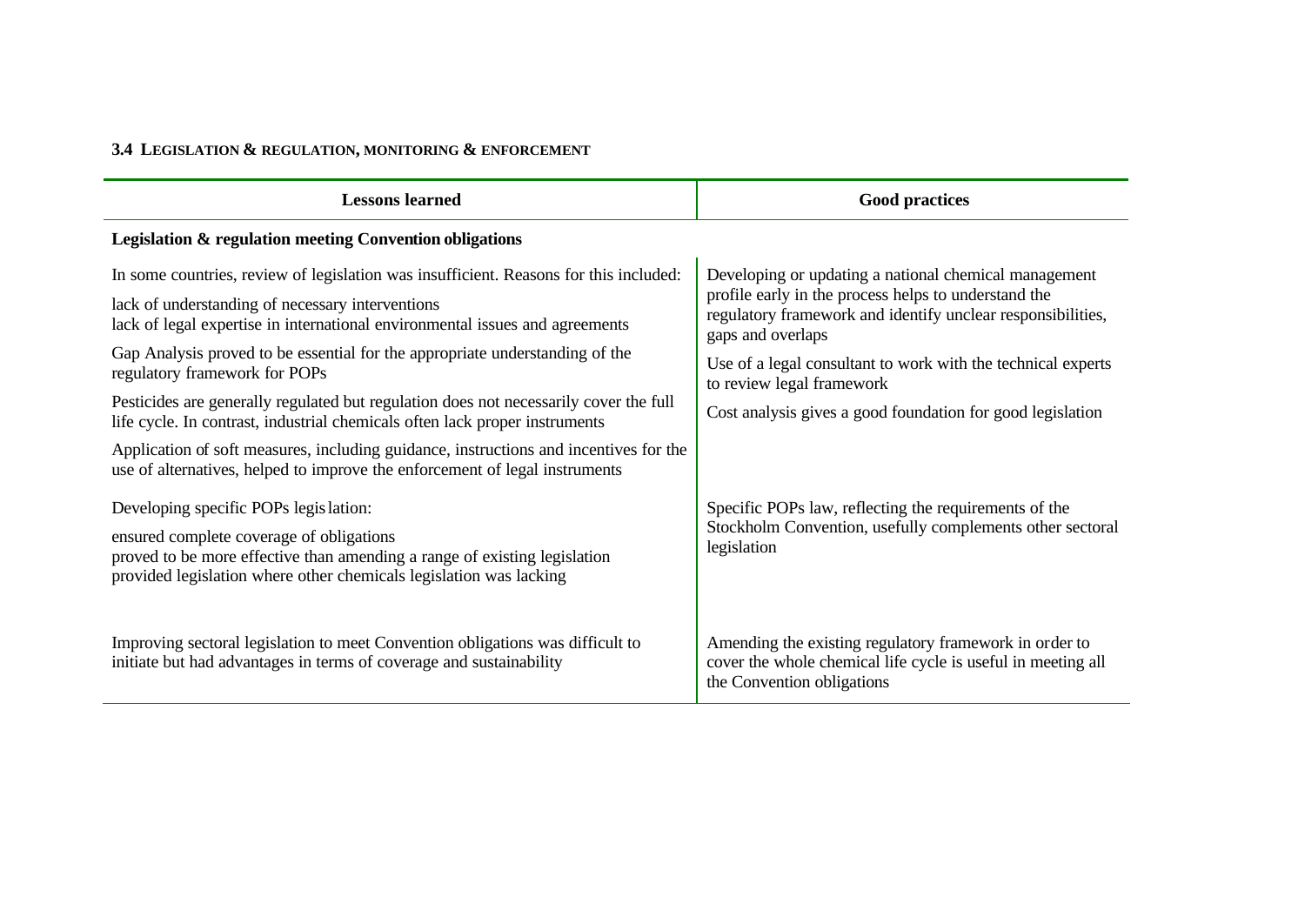### 3.4 Legislation & regulation, monitoring & enforcement

| Lessons learned | Good practices |
|---|---|
| **Legislation & regulation meeting Convention obligations** | |
| In some countries, review of legislation was insufficient. Reasons for this included:<br>lack of understanding of necessary interventions<br>lack of legal expertise in international environmental issues and agreements<br>Gap Analysis proved to be essential for the appropriate understanding of the regulatory framework for POPs<br>Pesticides are generally regulated but regulation does not necessarily cover the full life cycle. In contrast, industrial chemicals often lack proper instruments<br>Application of soft measures, including guidance, instructions and incentives for the use of alternatives, helped to improve the enforcement of legal instruments | Developing or updating a national chemical management profile early in the process helps to understand the regulatory framework and identify unclear responsibilities, gaps and overlaps<br>Use of a legal consultant to work with the technical experts to review legal framework<br>Cost analysis gives a good foundation for good legislation |
| Developing specific POPs legislation:<br>ensured complete coverage of obligations<br>proved to be more effective than amending a range of existing legislation<br>provided legislation where other chemicals legislation was lacking | Specific POPs law, reflecting the requirements of the Stockholm Convention, usefully complements other sectoral legislation |
| Improving sectoral legislation to meet Convention obligations was difficult to initiate but had advantages in terms of coverage and sustainability | Amending the existing regulatory framework in order to cover the whole chemical life cycle is useful in meeting all the Convention obligations |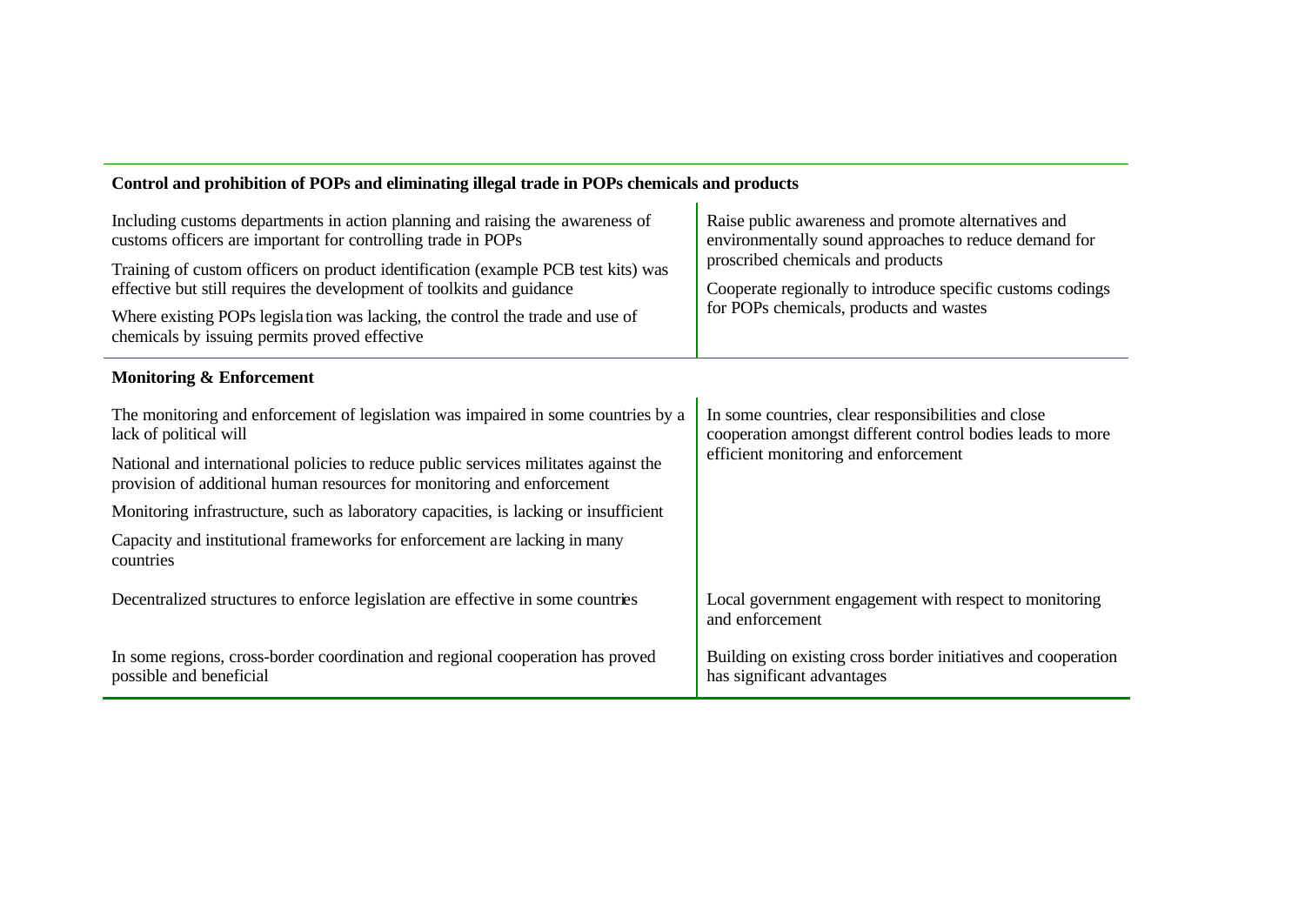| | |
|---|---|
| **Control and prohibition of POPs and eliminating illegal trade in POPs chemicals and products** | |
| Including customs departments in action planning and raising the awareness of customs officers are important for controlling trade in POPs<br><br>Training of custom officers on product identification (example PCB test kits) was effective but still requires the development of toolkits and guidance<br><br>Where existing POPs legislation was lacking, the control the trade and use of chemicals by issuing permits proved effective | Raise public awareness and promote alternatives and environmentally sound approaches to reduce demand for proscribed chemicals and products<br><br>Cooperate regionally to introduce specific customs codings for POPs chemicals, products and wastes |
| **Monitoring & Enforcement** | |
| The monitoring and enforcement of legislation was impaired in some countries by a lack of political will<br><br>National and international policies to reduce public services militates against the provision of additional human resources for monitoring and enforcement<br><br>Monitoring infrastructure, such as laboratory capacities, is lacking or insufficient<br><br>Capacity and institutional frameworks for enforcement are lacking in many countries | In some countries, clear responsibilities and close cooperation amongst different control bodies leads to more efficient monitoring and enforcement |
| Decentralized structures to enforce legislation are effective in some countries | Local government engagement with respect to monitoring and enforcement |
| In some regions, cross-border coordination and regional cooperation has proved possible and beneficial | Building on existing cross border initiatives and cooperation has significant advantages |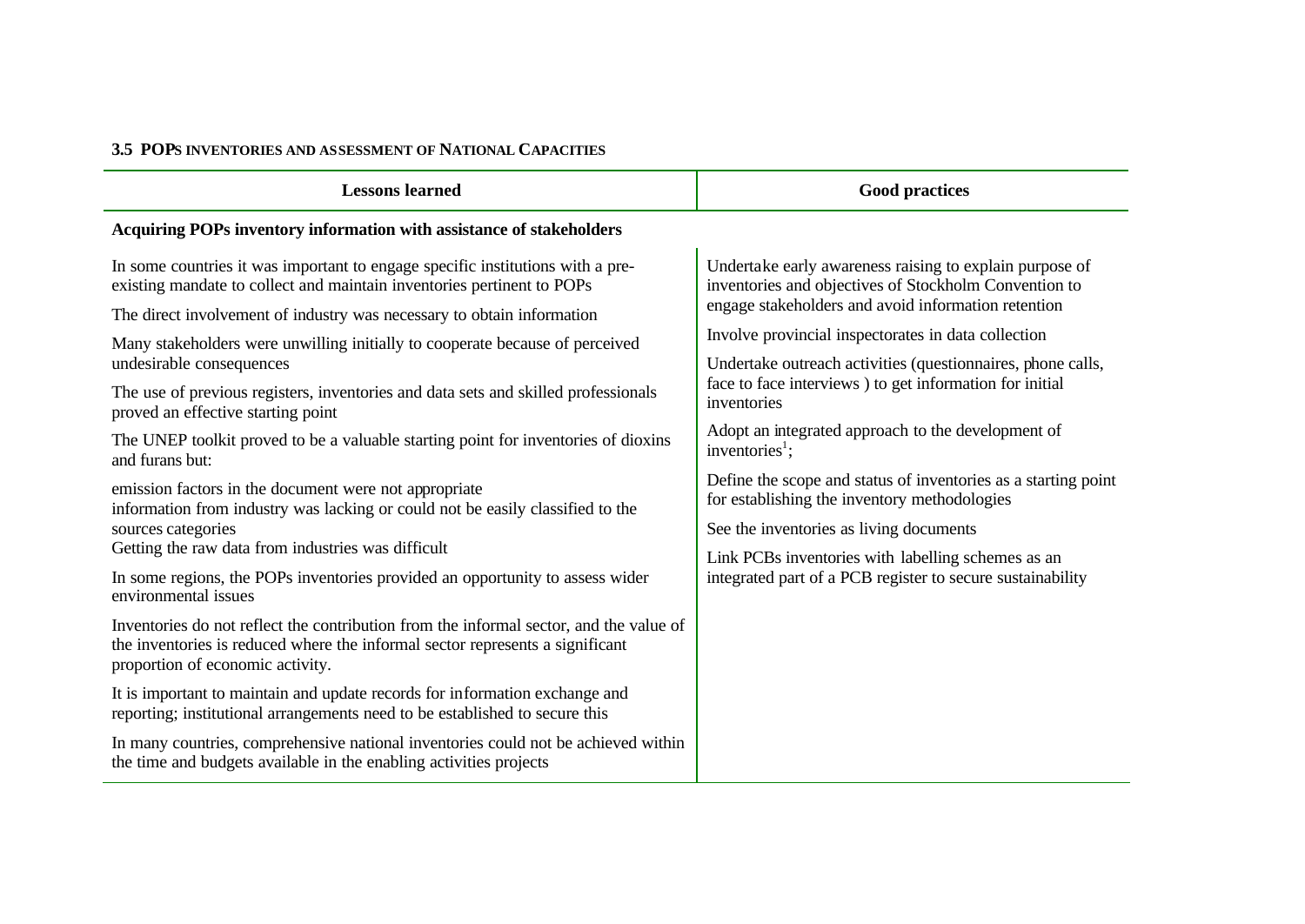### 3.5 POPs INVENTORIES AND ASSESSMENT OF NATIONAL CAPACITIES

| Lessons learned | Good practices |
| --- | --- |
| **Acquiring POPs inventory information with assistance of stakeholders** | |
| In some countries it was important to engage specific institutions with a pre-existing mandate to collect and maintain inventories pertinent to POPs<br><br>The direct involvement of industry was necessary to obtain information<br><br>Many stakeholders were unwilling initially to cooperate because of perceived undesirable consequences<br><br>The use of previous registers, inventories and data sets and skilled professionals proved an effective starting point<br><br>The UNEP toolkit proved to be a valuable starting point for inventories of dioxins and furans but:<br><br>emission factors in the document were not appropriate<br>information from industry was lacking or could not be easily classified to the sources categories<br>Getting the raw data from industries was difficult<br><br>In some regions, the POPs inventories provided an opportunity to assess wider environmental issues<br><br>Inventories do not reflect the contribution from the informal sector, and the value of the inventories is reduced where the informal sector represents a significant proportion of economic activity.<br><br>It is important to maintain and update records for information exchange and reporting; institutional arrangements need to be established to secure this<br><br>In many countries, comprehensive national inventories could not be achieved within the time and budgets available in the enabling activities projects | Undertake early awareness raising to explain purpose of inventories and objectives of Stockholm Convention to engage stakeholders and avoid information retention<br><br>Involve provincial inspectorates in data collection<br><br>Undertake outreach activities (questionnaires, phone calls, face to face interviews ) to get information for initial inventories<br><br>Adopt an integrated approach to the development of inventories[1];<br><br>Define the scope and status of inventories as a starting point for establishing the inventory methodologies<br><br>See the inventories as living documents<br><br>Link PCBs inventories with labelling schemes as an integrated part of a PCB register to secure sustainability |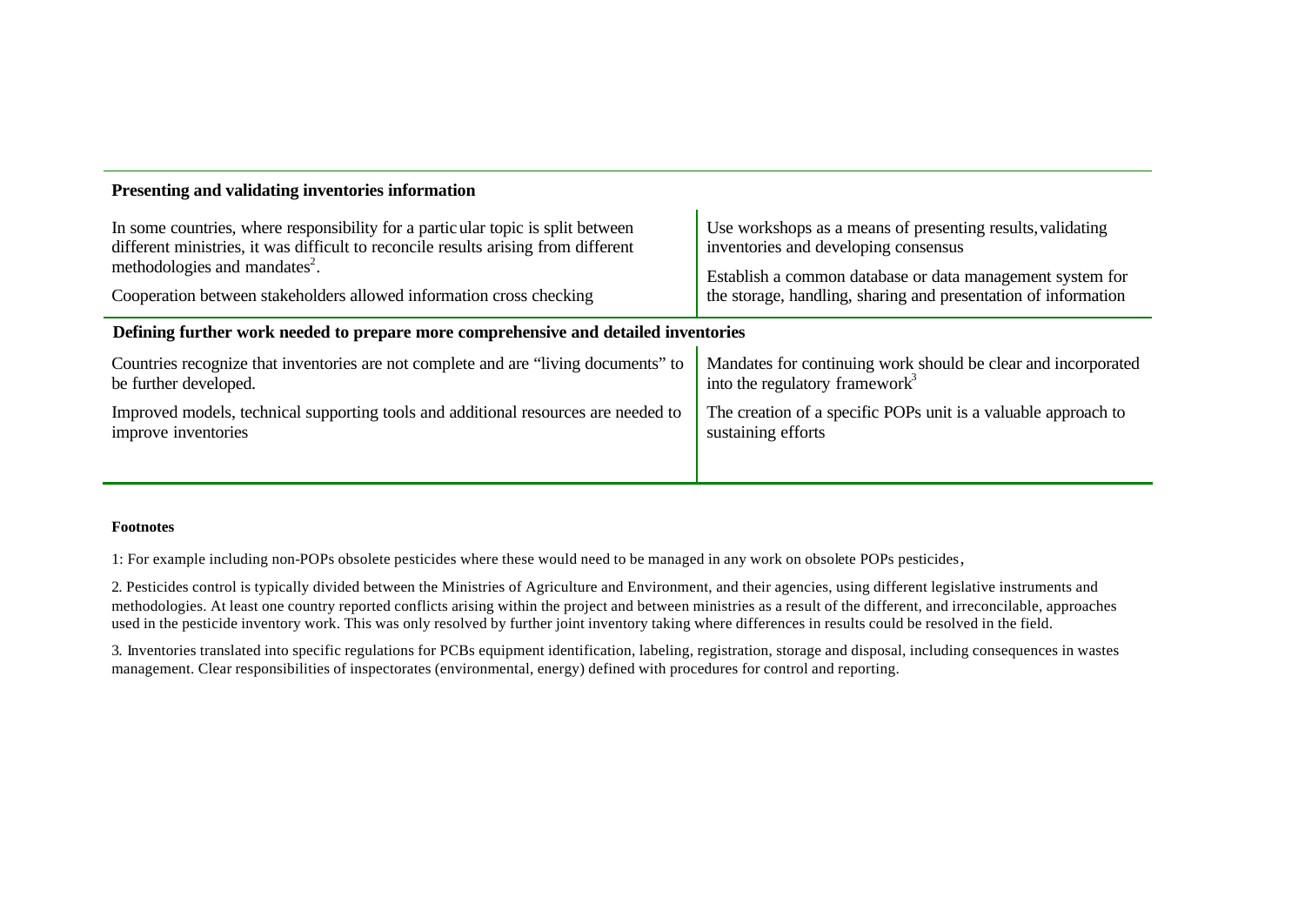| Presenting and validating inventories information | |
|---|---|
| In some countries, where responsibility for a particular topic is split between different ministries, it was difficult to reconcile results arising from different methodologies and mandates[2].<br><br>Cooperation between stakeholders allowed information cross checking | Use workshops as a means of presenting results, validating inventories and developing consensus<br><br>Establish a common database or data management system for the storage, handling, sharing and presentation of information |
| **Defining further work needed to prepare more comprehensive and detailed inventories** | |
| Countries recognize that inventories are not complete and are "living documents" to be further developed.<br><br>Improved models, technical supporting tools and additional resources are needed to improve inventories | Mandates for continuing work should be clear and incorporated into the regulatory framework[3]<br><br>The creation of a specific POPs unit is a valuable approach to sustaining efforts |

**Footnotes**

1: For example including non-POPs obsolete pesticides where these would need to be managed in any work on obsolete POPs pesticides,

2. Pesticides control is typically divided between the Ministries of Agriculture and Environment, and their agencies, using different legislative instruments and methodologies. At least one country reported conflicts arising within the project and between ministries as a result of the different, and irreconcilable, approaches used in the pesticide inventory work. This was only resolved by further joint inventory taking where differences in results could be resolved in the field.

3. Inventories translated into specific regulations for PCBs equipment identification, labeling, registration, storage and disposal, including consequences in wastes management. Clear responsibilities of inspectorates (environmental, energy) defined with procedures for control and reporting.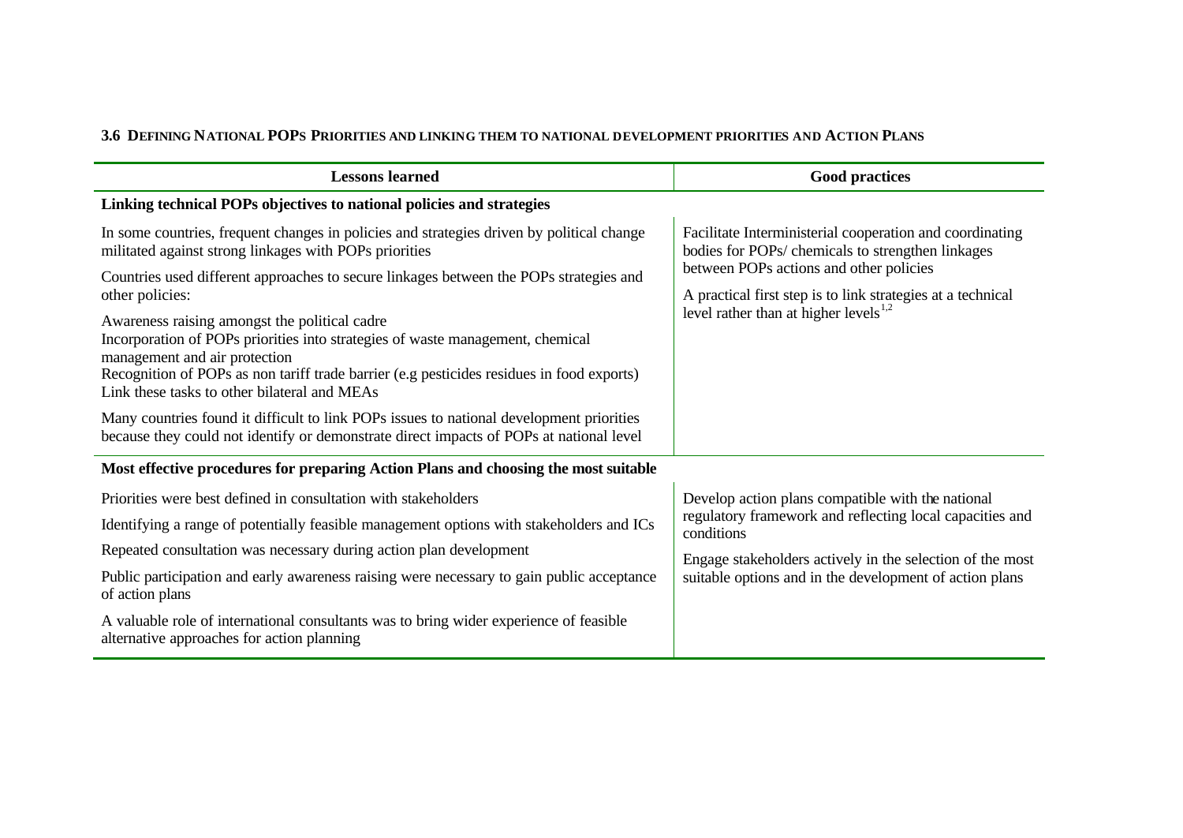### 3.6 DEFINING NATIONAL POPS PRIORITIES AND LINKING THEM TO NATIONAL DEVELOPMENT PRIORITIES AND ACTION PLANS

| Lessons learned | Good practices |
|---|---|
| **Linking technical POPs objectives to national policies and strategies** | |
| In some countries, frequent changes in policies and strategies driven by political change militated against strong linkages with POPs priorities<br><br>Countries used different approaches to secure linkages between the POPs strategies and other policies:<br><br>Awareness raising amongst the political cadre<br>Incorporation of POPs priorities into strategies of waste management, chemical management and air protection<br>Recognition of POPs as non tariff trade barrier (e.g pesticides residues in food exports)<br>Link these tasks to other bilateral and MEAs<br><br>Many countries found it difficult to link POPs issues to national development priorities because they could not identify or demonstrate direct impacts of POPs at national level | Facilitate Interministerial cooperation and coordinating bodies for POPs/ chemicals to strengthen linkages between POPs actions and other policies<br><br>A practical first step is to link strategies at a technical level rather than at higher levels[1,2] |
| **Most effective procedures for preparing Action Plans and choosing the most suitable** | |
| Priorities were best defined in consultation with stakeholders<br><br>Identifying a range of potentially feasible management options with stakeholders and ICs<br><br>Repeated consultation was necessary during action plan development<br><br>Public participation and early awareness raising were necessary to gain public acceptance of action plans<br><br>A valuable role of international consultants was to bring wider experience of feasible alternative approaches for action planning | Develop action plans compatible with the national regulatory framework and reflecting local capacities and conditions<br><br>Engage stakeholders actively in the selection of the most suitable options and in the development of action plans |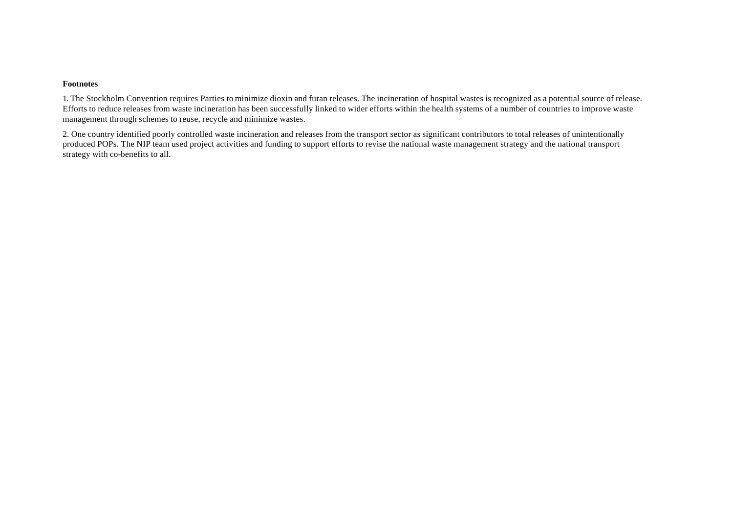**Footnotes**

1. The Stockholm Convention requires Parties to minimize dioxin and furan releases. The incineration of hospital wastes is recognized as a potential source of release. Efforts to reduce releases from waste incineration has been successfully linked to wider efforts within the health systems of a number of countries to improve waste management through schemes to reuse, recycle and minimize wastes.

2. One country identified poorly controlled waste incineration and releases from the transport sector as significant contributors to total releases of unintentionally produced POPs. The NIP team used project activities and funding to support efforts to revise the national waste management strategy and the national transport strategy with co-benefits to all.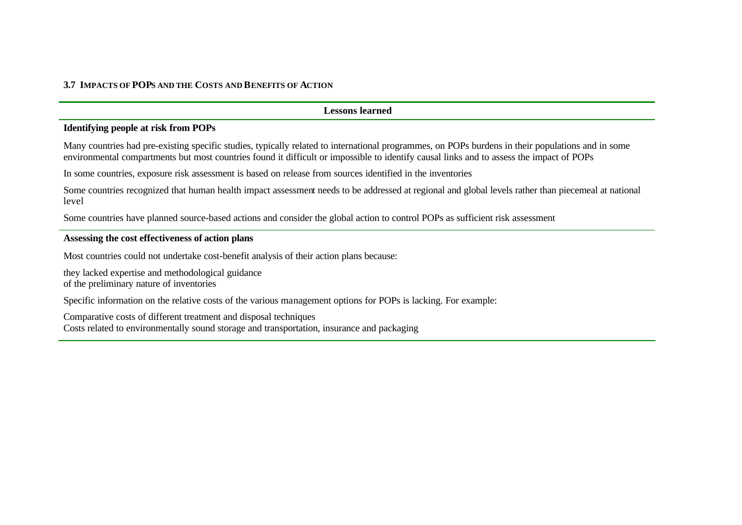### 3.7 Impacts of POPs and the Costs and Benefits of Action

**Lessons learned**

**Identifying people at risk from POPs**

Many countries had pre-existing specific studies, typically related to international programmes, on POPs burdens in their populations and in some environmental compartments but most countries found it difficult or impossible to identify causal links and to assess the impact of POPs

In some countries, exposure risk assessment is based on release from sources identified in the inventories

Some countries recognized that human health impact assessment needs to be addressed at regional and global levels rather than piecemeal at national level

Some countries have planned source-based actions and consider the global action to control POPs as sufficient risk assessment

**Assessing the cost effectiveness of action plans**

Most countries could not undertake cost-benefit analysis of their action plans because:

- they lacked expertise and methodological guidance
- of the preliminary nature of inventories

Specific information on the relative costs of the various management options for POPs is lacking. For example:

- Comparative costs of different treatment and disposal techniques
- Costs related to environmentally sound storage and transportation, insurance and packaging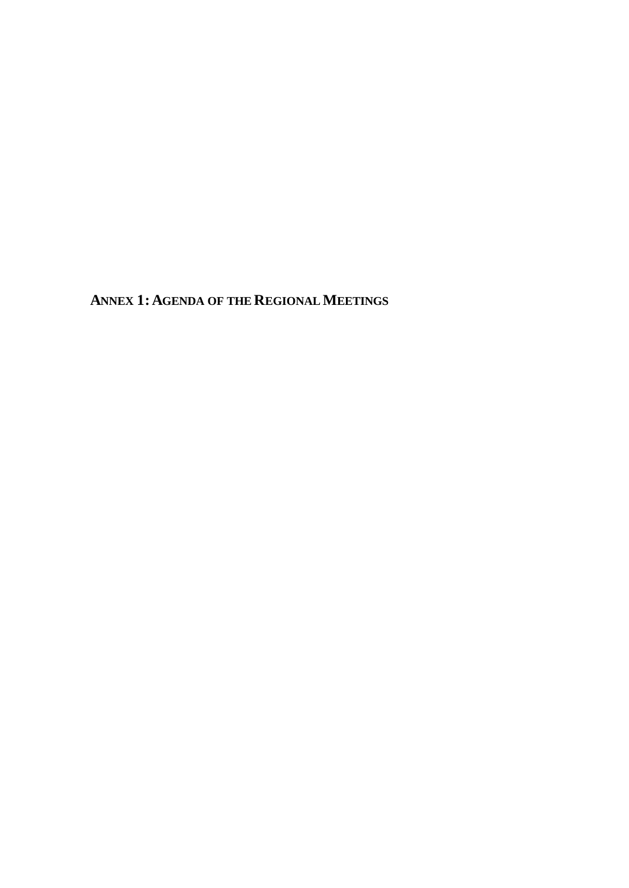# ANNEX 1: AGENDA OF THE REGIONAL MEETINGS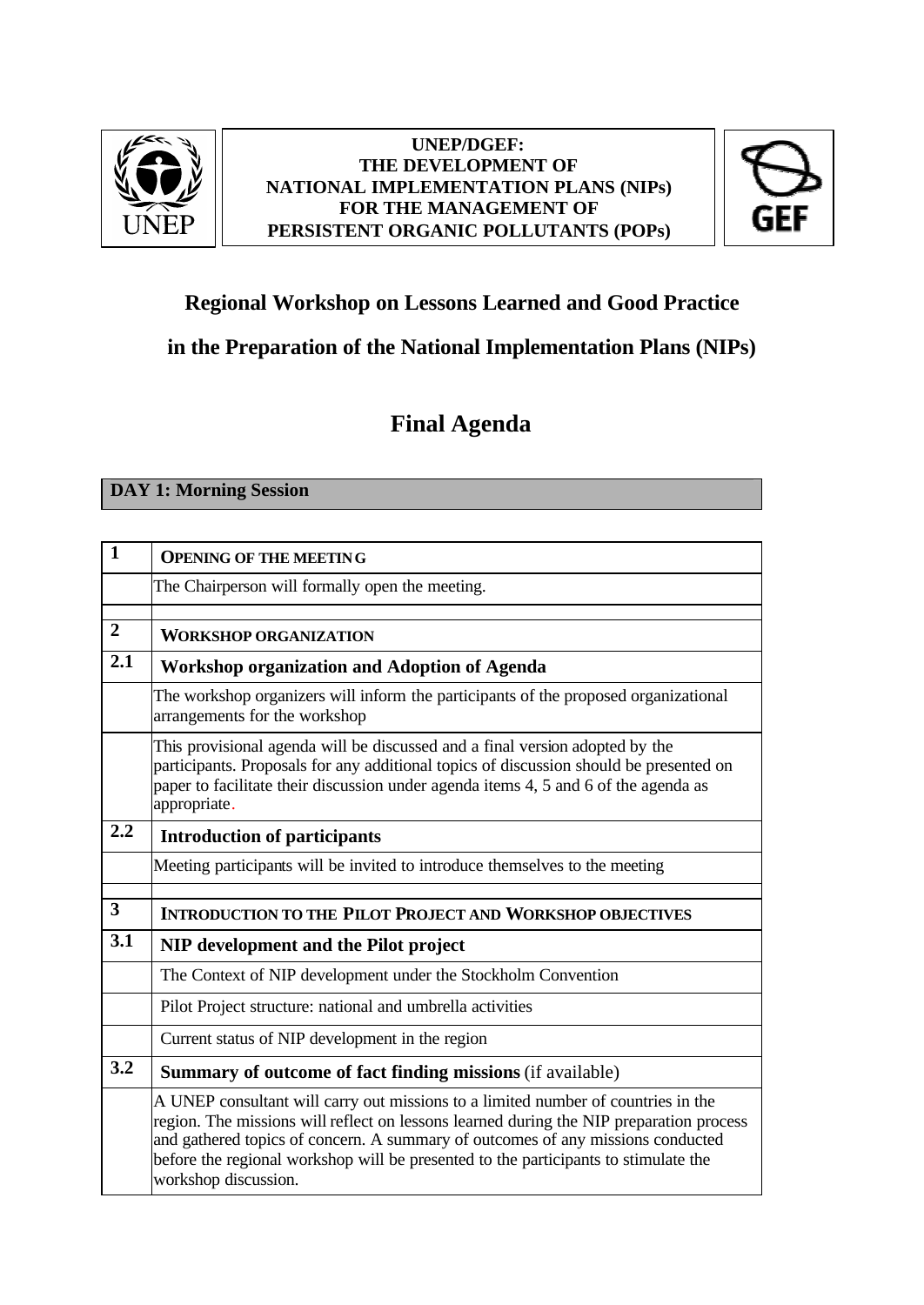**UNEP/DGEF:**
**THE DEVELOPMENT OF**
**NATIONAL IMPLEMENTATION PLANS (NIPs)**
**FOR THE MANAGEMENT OF**
**PERSISTENT ORGANIC POLLUTANTS (POPs)**

## Regional Workshop on Lessons Learned and Good Practice in the Preparation of the National Implementation Plans (NIPs)

# Final Agenda

### DAY 1: Morning Session

| | |
|---|---|
| **1** | **OPENING OF THE MEETING** |
| | The Chairperson will formally open the meeting. |
| | |
| **2** | **WORKSHOP ORGANIZATION** |
| **2.1** | **Workshop organization and Adoption of Agenda** |
| | The workshop organizers will inform the participants of the proposed organizational arrangements for the workshop |
| | This provisional agenda will be discussed and a final version adopted by the participants. Proposals for any additional topics of discussion should be presented on paper to facilitate their discussion under agenda items 4, 5 and 6 of the agenda as appropriate. |
| **2.2** | **Introduction of participants** |
| | Meeting participants will be invited to introduce themselves to the meeting |
| | |
| **3** | **INTRODUCTION TO THE PILOT PROJECT AND WORKSHOP OBJECTIVES** |
| **3.1** | **NIP development and the Pilot project** |
| | The Context of NIP development under the Stockholm Convention |
| | Pilot Project structure: national and umbrella activities |
| | Current status of NIP development in the region |
| **3.2** | **Summary of outcome of fact finding missions** (if available) |
| | A UNEP consultant will carry out missions to a limited number of countries in the region. The missions will reflect on lessons learned during the NIP preparation process and gathered topics of concern. A summary of outcomes of any missions conducted before the regional workshop will be presented to the participants to stimulate the workshop discussion. |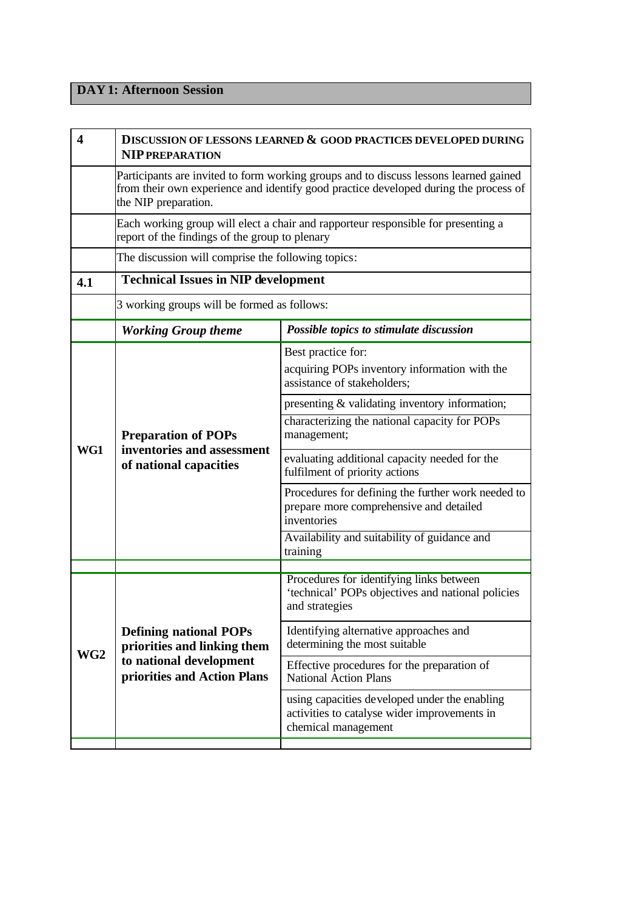## DAY 1: Afternoon Session

| | | |
|---|---|---|
| **4** | **DISCUSSION OF LESSONS LEARNED & GOOD PRACTICES DEVELOPED DURING NIP PREPARATION** | |
| | Participants are invited to form working groups and to discuss lessons learned gained from their own experience and identify good practice developed during the process of the NIP preparation. | |
| | Each working group will elect a chair and rapporteur responsible for presenting a report of the findings of the group to plenary | |
| | The discussion will comprise the following topics: | |
| **4.1** | **Technical Issues in NIP development** | |
| | 3 working groups will be formed as follows: | |
| | ***Working Group theme*** | ***Possible topics to stimulate discussion*** |
| **WG1** | **Preparation of POPs inventories and assessment of national capacities** | Best practice for: acquiring POPs inventory information with the assistance of stakeholders; |
| | | presenting & validating inventory information; |
| | | characterizing the national capacity for POPs management; |
| | | evaluating additional capacity needed for the fulfilment of priority actions |
| | | Procedures for defining the further work needed to prepare more comprehensive and detailed inventories |
| | | Availability and suitability of guidance and training |
| **WG2** | **Defining national POPs priorities and linking them to national development priorities and Action Plans** | Procedures for identifying links between 'technical' POPs objectives and national policies and strategies |
| | | Identifying alternative approaches and determining the most suitable |
| | | Effective procedures for the preparation of National Action Plans |
| | | using capacities developed under the enabling activities to catalyse wider improvements in chemical management |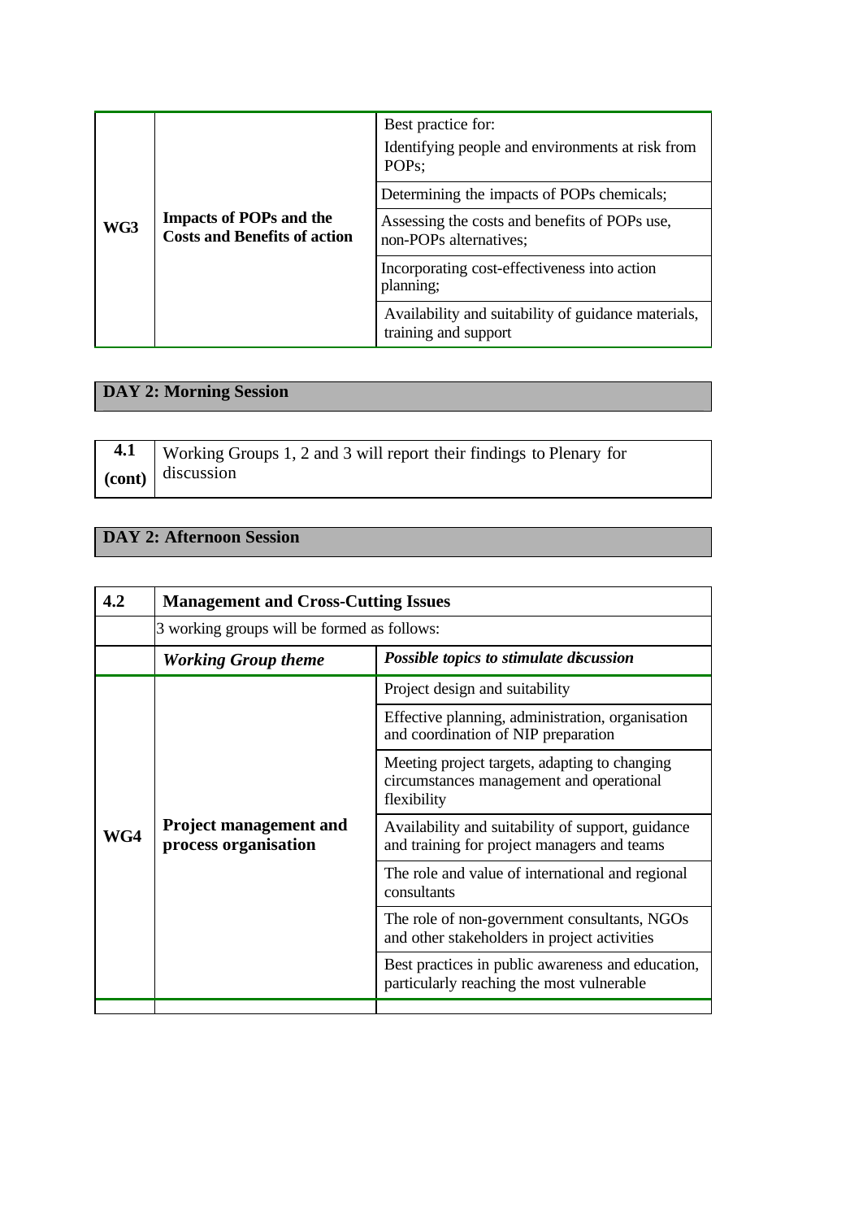| | | |
|---|---|---|
| WG3 | **Impacts of POPs and the Costs and Benefits of action** | Best practice for: Identifying people and environments at risk from POPs; |
| | | Determining the impacts of POPs chemicals; |
| | | Assessing the costs and benefits of POPs use, non-POPs alternatives; |
| | | Incorporating cost-effectiveness into action planning; |
| | | Availability and suitability of guidance materials, training and support |

## DAY 2: Morning Session

| | |
|---|---|
| **4.1 (cont)** | Working Groups 1, 2 and 3 will report their findings to Plenary for discussion |

## DAY 2: Afternoon Session

| **4.2** | **Management and Cross-Cutting Issues** | |
|---|---|---|
| | 3 working groups will be formed as follows: | |
| | ***Working Group theme*** | ***Possible topics to stimulate discussion*** |
| **WG4** | **Project management and process organisation** | Project design and suitability |
| | | Effective planning, administration, organisation and coordination of NIP preparation |
| | | Meeting project targets, adapting to changing circumstances management and operational flexibility |
| | | Availability and suitability of support, guidance and training for project managers and teams |
| | | The role and value of international and regional consultants |
| | | The role of non-government consultants, NGOs and other stakeholders in project activities |
| | | Best practices in public awareness and education, particularly reaching the most vulnerable |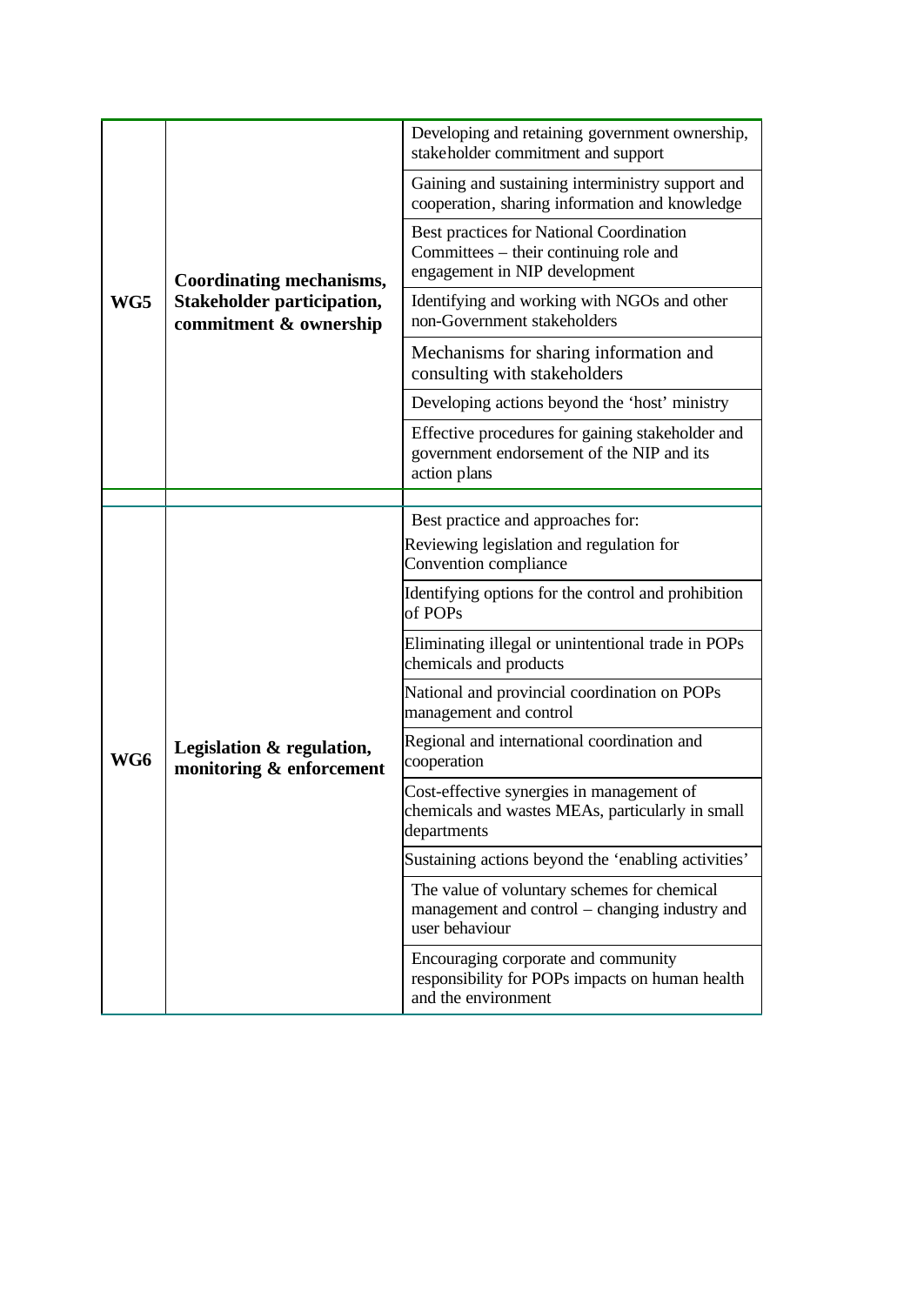| | | |
|---|---|---|
| **WG5** | **Coordinating mechanisms, Stakeholder participation, commitment & ownership** | Developing and retaining government ownership, stakeholder commitment and support |
| | | Gaining and sustaining interministry support and cooperation, sharing information and knowledge |
| | | Best practices for National Coordination Committees – their continuing role and engagement in NIP development |
| | | Identifying and working with NGOs and other non-Government stakeholders |
| | | Mechanisms for sharing information and consulting with stakeholders |
| | | Developing actions beyond the 'host' ministry |
| | | Effective procedures for gaining stakeholder and government endorsement of the NIP and its action plans |
| | | |
| **WG6** | **Legislation & regulation, monitoring & enforcement** | Best practice and approaches for: Reviewing legislation and regulation for Convention compliance |
| | | Identifying options for the control and prohibition of POPs |
| | | Eliminating illegal or unintentional trade in POPs chemicals and products |
| | | National and provincial coordination on POPs management and control |
| | | Regional and international coordination and cooperation |
| | | Cost-effective synergies in management of chemicals and wastes MEAs, particularly in small departments |
| | | Sustaining actions beyond the 'enabling activities' |
| | | The value of voluntary schemes for chemical management and control – changing industry and user behaviour |
| | | Encouraging corporate and community responsibility for POPs impacts on human health and the environment |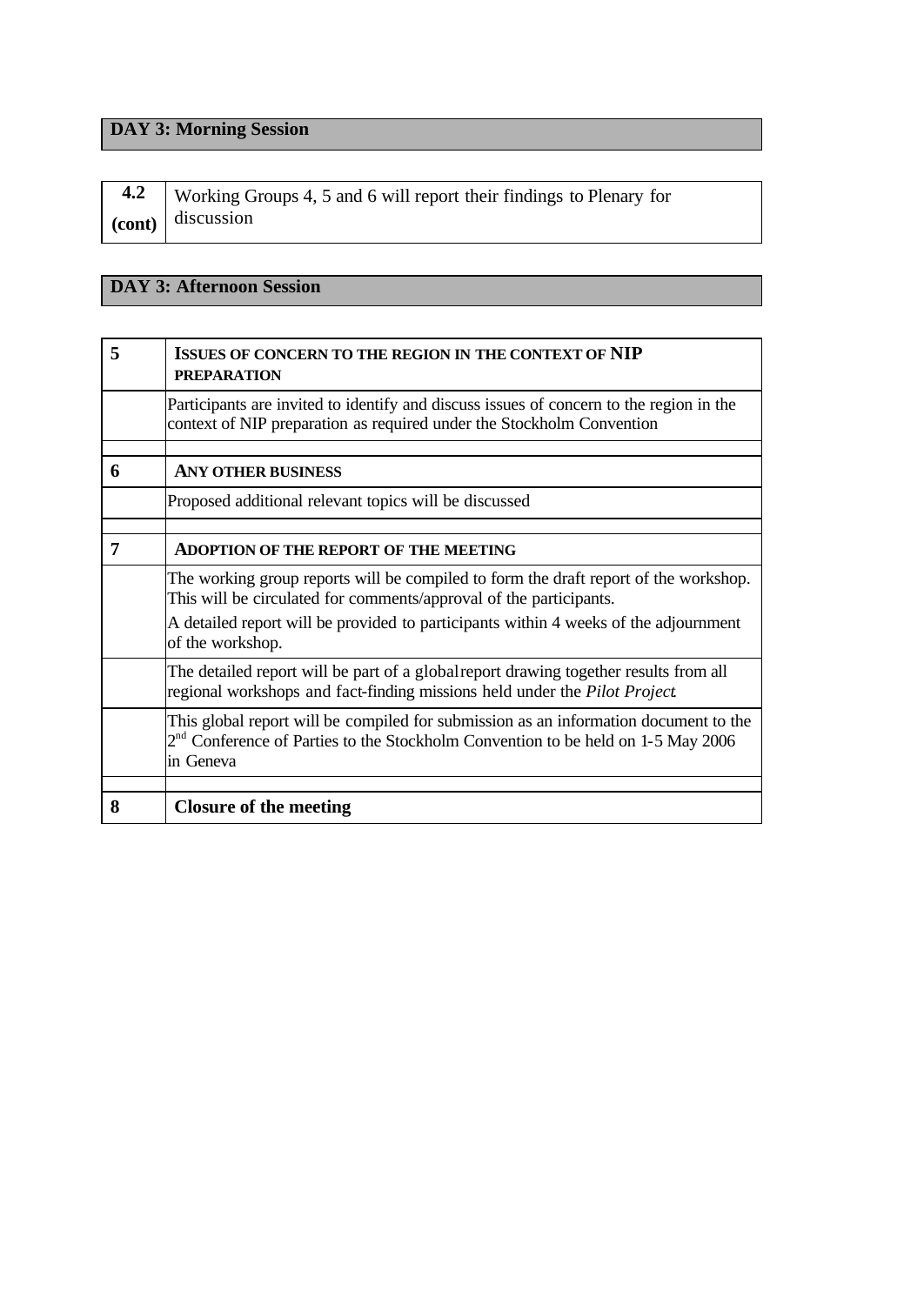**DAY 3: Morning Session**

| | |
|---|---|
| **4.2 (cont)** | Working Groups 4, 5 and 6 will report their findings to Plenary for discussion |

**DAY 3: Afternoon Session**

| | |
|---|---|
| **5** | **ISSUES OF CONCERN TO THE REGION IN THE CONTEXT OF NIP PREPARATION** |
| | Participants are invited to identify and discuss issues of concern to the region in the context of NIP preparation as required under the Stockholm Convention |
| | |
| **6** | **ANY OTHER BUSINESS** |
| | Proposed additional relevant topics will be discussed |
| | |
| **7** | **ADOPTION OF THE REPORT OF THE MEETING** |
| | The working group reports will be compiled to form the draft report of the workshop. This will be circulated for comments/approval of the participants.<br>A detailed report will be provided to participants within 4 weeks of the adjournment of the workshop. |
| | The detailed report will be part of a global report drawing together results from all regional workshops and fact-finding missions held under the *Pilot Project*. |
| | This global report will be compiled for submission as an information document to the 2nd Conference of Parties to the Stockholm Convention to be held on 1-5 May 2006 in Geneva |
| | |
| **8** | **Closure of the meeting** |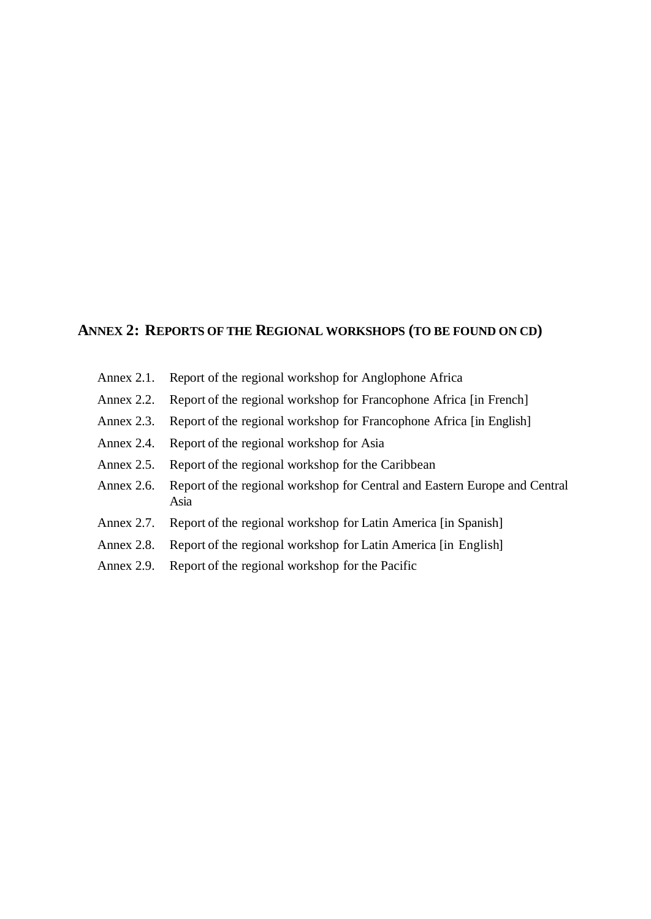## ANNEX 2: REPORTS OF THE REGIONAL WORKSHOPS (TO BE FOUND ON CD)

- Annex 2.1. Report of the regional workshop for Anglophone Africa
- Annex 2.2. Report of the regional workshop for Francophone Africa [in French]
- Annex 2.3. Report of the regional workshop for Francophone Africa [in English]
- Annex 2.4. Report of the regional workshop for Asia
- Annex 2.5. Report of the regional workshop for the Caribbean
- Annex 2.6. Report of the regional workshop for Central and Eastern Europe and Central Asia
- Annex 2.7. Report of the regional workshop for Latin America [in Spanish]
- Annex 2.8. Report of the regional workshop for Latin America [in English]
- Annex 2.9. Report of the regional workshop for the Pacific